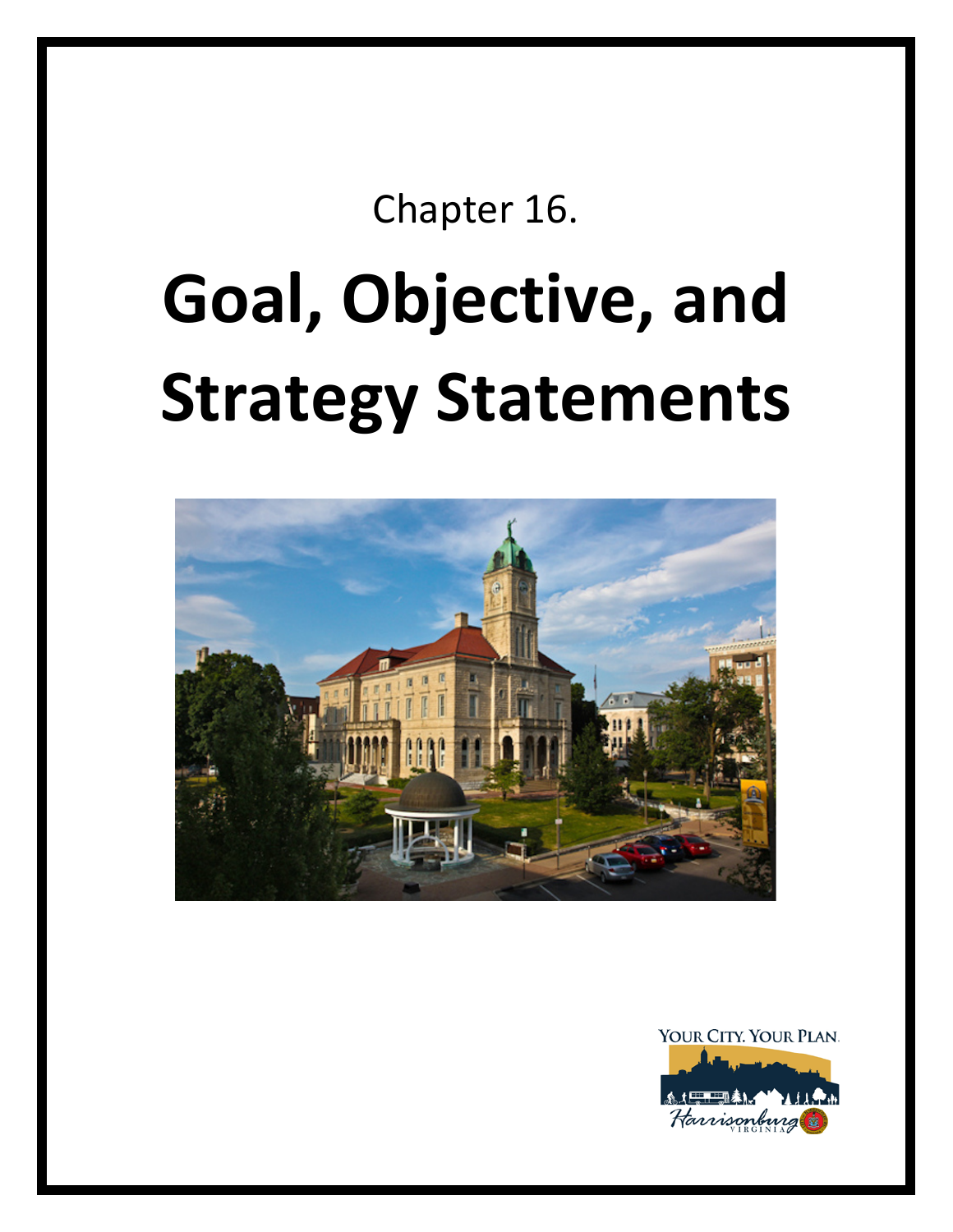Chapter 16.

# Goal, Objective, and Strategy Statements

YOUR CITY. YOUR PLAN.

Harrisonburg VIRGINIA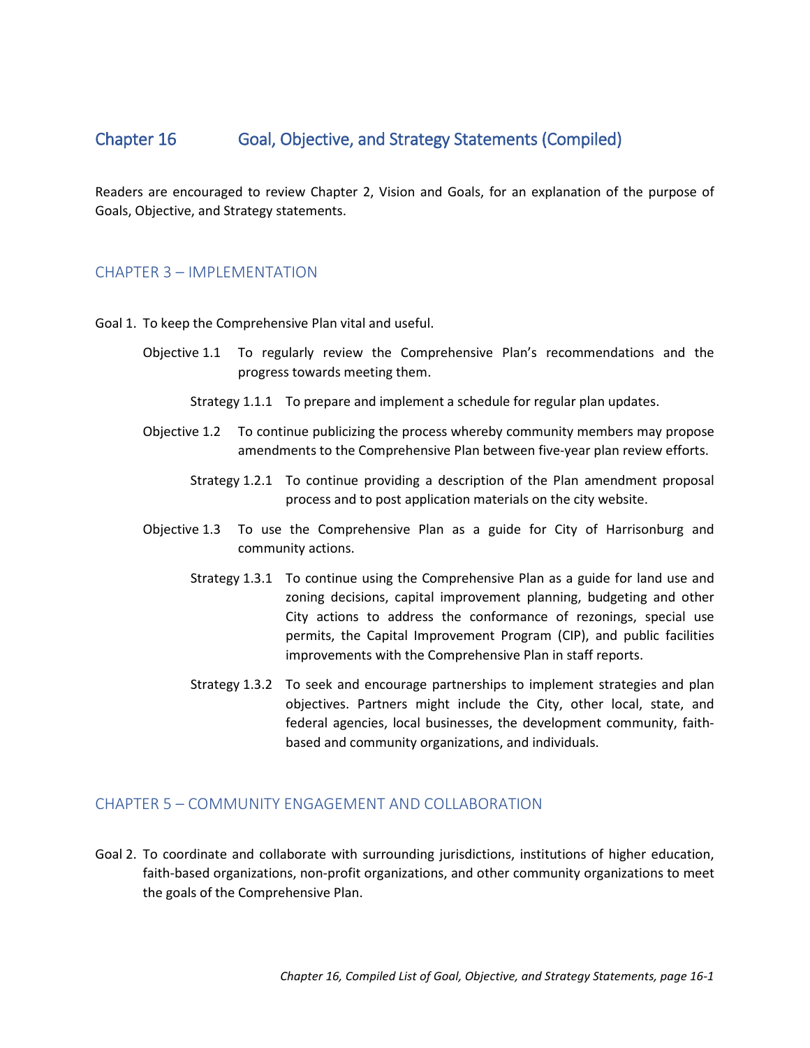# Chapter 16 Goal, Objective, and Strategy Statements (Compiled)

Readers are encouraged to review Chapter 2, Vision and Goals, for an explanation of the purpose of Goals, Objective, and Strategy statements.

## CHAPTER 3 – IMPLEMENTATION

Goal 1. To keep the Comprehensive Plan vital and useful.

Objective 1.1 To regularly review the Comprehensive Plan's recommendations and the progress towards meeting them.

Strategy 1.1.1 To prepare and implement a schedule for regular plan updates.

Objective 1.2 To continue publicizing the process whereby community members may propose amendments to the Comprehensive Plan between five-year plan review efforts.

Strategy 1.2.1 To continue providing a description of the Plan amendment proposal process and to post application materials on the city website.

Objective 1.3 To use the Comprehensive Plan as a guide for City of Harrisonburg and community actions.

Strategy 1.3.1 To continue using the Comprehensive Plan as a guide for land use and zoning decisions, capital improvement planning, budgeting and other City actions to address the conformance of rezonings, special use permits, the Capital Improvement Program (CIP), and public facilities improvements with the Comprehensive Plan in staff reports.

Strategy 1.3.2 To seek and encourage partnerships to implement strategies and plan objectives. Partners might include the City, other local, state, and federal agencies, local businesses, the development community, faith-based and community organizations, and individuals.

## CHAPTER 5 – COMMUNITY ENGAGEMENT AND COLLABORATION

Goal 2. To coordinate and collaborate with surrounding jurisdictions, institutions of higher education, faith-based organizations, non-profit organizations, and other community organizations to meet the goals of the Comprehensive Plan.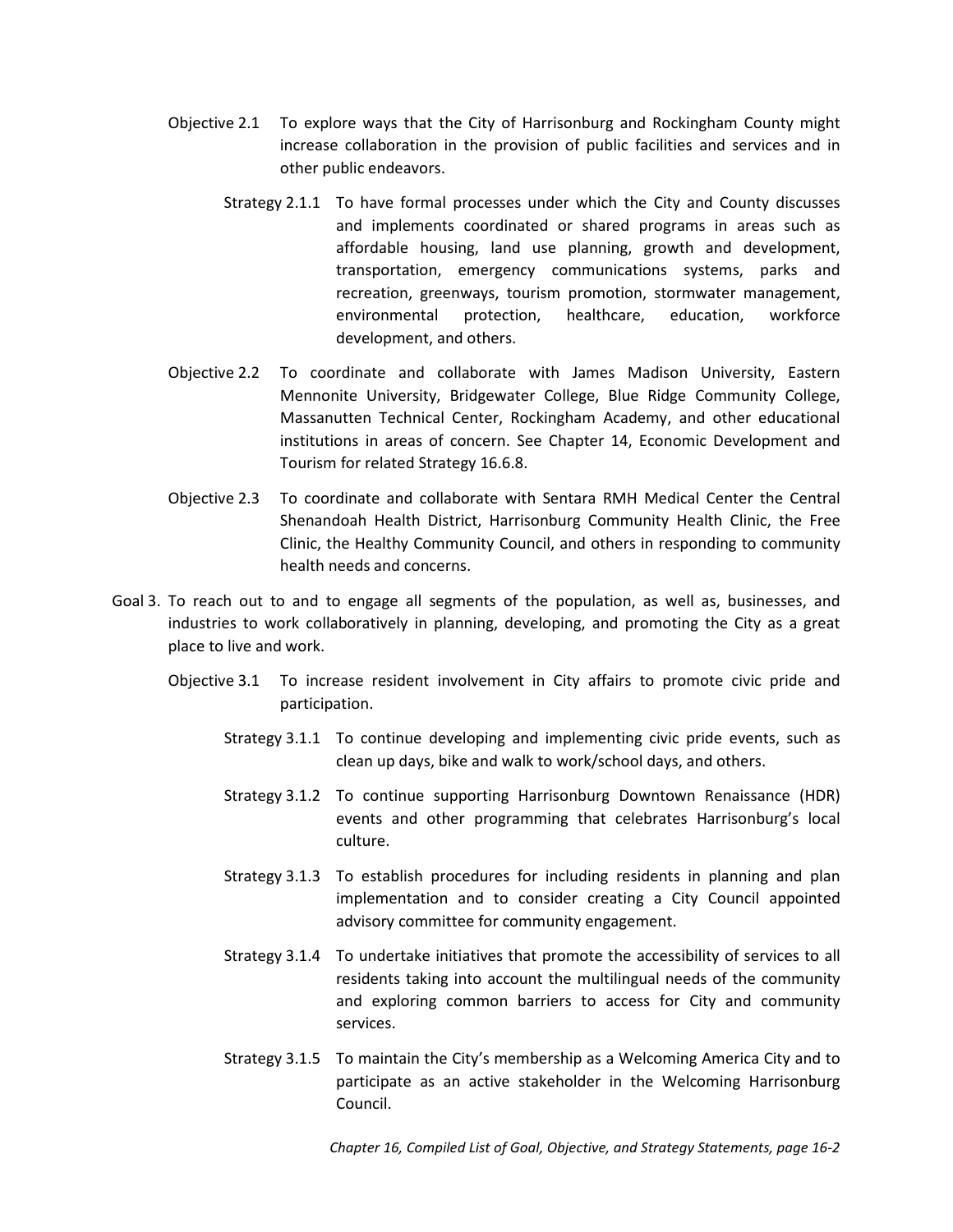Objective 2.1 To explore ways that the City of Harrisonburg and Rockingham County might increase collaboration in the provision of public facilities and services and in other public endeavors.

Strategy 2.1.1 To have formal processes under which the City and County discusses and implements coordinated or shared programs in areas such as affordable housing, land use planning, growth and development, transportation, emergency communications systems, parks and recreation, greenways, tourism promotion, stormwater management, environmental protection, healthcare, education, workforce development, and others.

Objective 2.2 To coordinate and collaborate with James Madison University, Eastern Mennonite University, Bridgewater College, Blue Ridge Community College, Massanutten Technical Center, Rockingham Academy, and other educational institutions in areas of concern. See Chapter 14, Economic Development and Tourism for related Strategy 16.6.8.

Objective 2.3 To coordinate and collaborate with Sentara RMH Medical Center the Central Shenandoah Health District, Harrisonburg Community Health Clinic, the Free Clinic, the Healthy Community Council, and others in responding to community health needs and concerns.

Goal 3. To reach out to and to engage all segments of the population, as well as, businesses, and industries to work collaboratively in planning, developing, and promoting the City as a great place to live and work.

Objective 3.1 To increase resident involvement in City affairs to promote civic pride and participation.

Strategy 3.1.1 To continue developing and implementing civic pride events, such as clean up days, bike and walk to work/school days, and others.

Strategy 3.1.2 To continue supporting Harrisonburg Downtown Renaissance (HDR) events and other programming that celebrates Harrisonburg's local culture.

Strategy 3.1.3 To establish procedures for including residents in planning and plan implementation and to consider creating a City Council appointed advisory committee for community engagement.

Strategy 3.1.4 To undertake initiatives that promote the accessibility of services to all residents taking into account the multilingual needs of the community and exploring common barriers to access for City and community services.

Strategy 3.1.5 To maintain the City's membership as a Welcoming America City and to participate as an active stakeholder in the Welcoming Harrisonburg Council.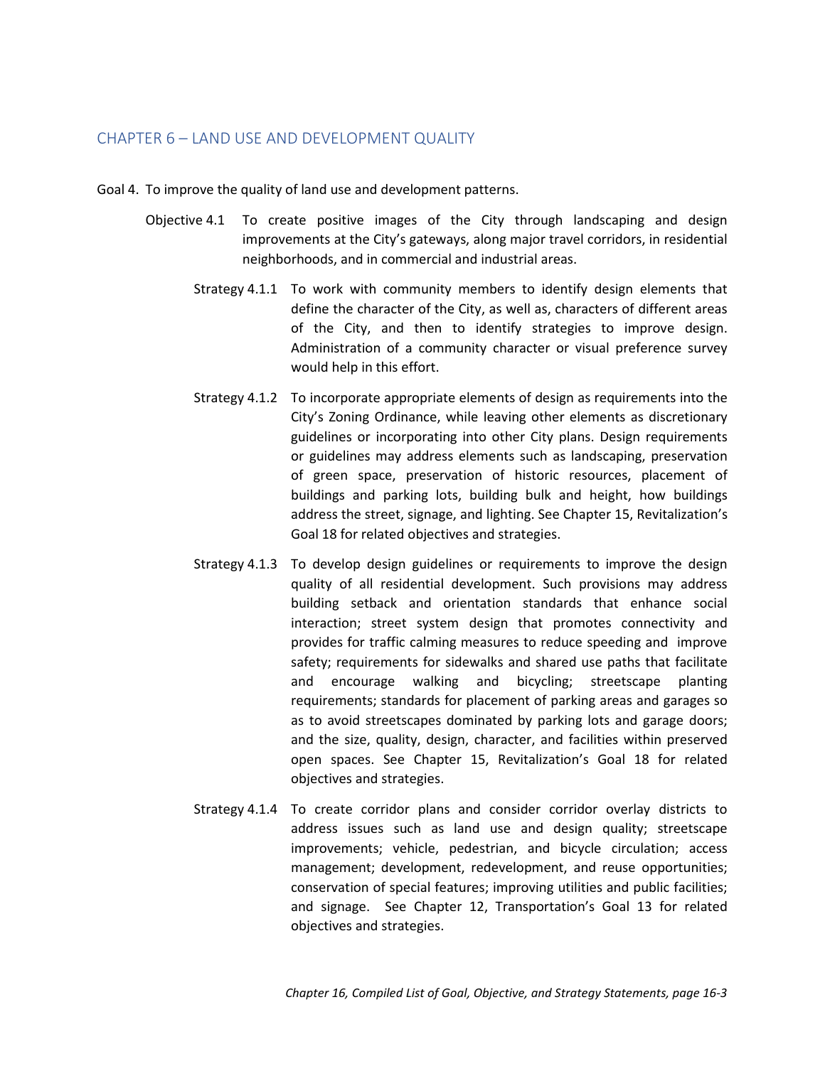## CHAPTER 6 – LAND USE AND DEVELOPMENT QUALITY

Goal 4. To improve the quality of land use and development patterns.

Objective 4.1 To create positive images of the City through landscaping and design improvements at the City's gateways, along major travel corridors, in residential neighborhoods, and in commercial and industrial areas.

Strategy 4.1.1 To work with community members to identify design elements that define the character of the City, as well as, characters of different areas of the City, and then to identify strategies to improve design. Administration of a community character or visual preference survey would help in this effort.

Strategy 4.1.2 To incorporate appropriate elements of design as requirements into the City's Zoning Ordinance, while leaving other elements as discretionary guidelines or incorporating into other City plans. Design requirements or guidelines may address elements such as landscaping, preservation of green space, preservation of historic resources, placement of buildings and parking lots, building bulk and height, how buildings address the street, signage, and lighting. See Chapter 15, Revitalization's Goal 18 for related objectives and strategies.

Strategy 4.1.3 To develop design guidelines or requirements to improve the design quality of all residential development. Such provisions may address building setback and orientation standards that enhance social interaction; street system design that promotes connectivity and provides for traffic calming measures to reduce speeding and improve safety; requirements for sidewalks and shared use paths that facilitate and encourage walking and bicycling; streetscape planting requirements; standards for placement of parking areas and garages so as to avoid streetscapes dominated by parking lots and garage doors; and the size, quality, design, character, and facilities within preserved open spaces. See Chapter 15, Revitalization's Goal 18 for related objectives and strategies.

Strategy 4.1.4 To create corridor plans and consider corridor overlay districts to address issues such as land use and design quality; streetscape improvements; vehicle, pedestrian, and bicycle circulation; access management; development, redevelopment, and reuse opportunities; conservation of special features; improving utilities and public facilities; and signage. See Chapter 12, Transportation's Goal 13 for related objectives and strategies.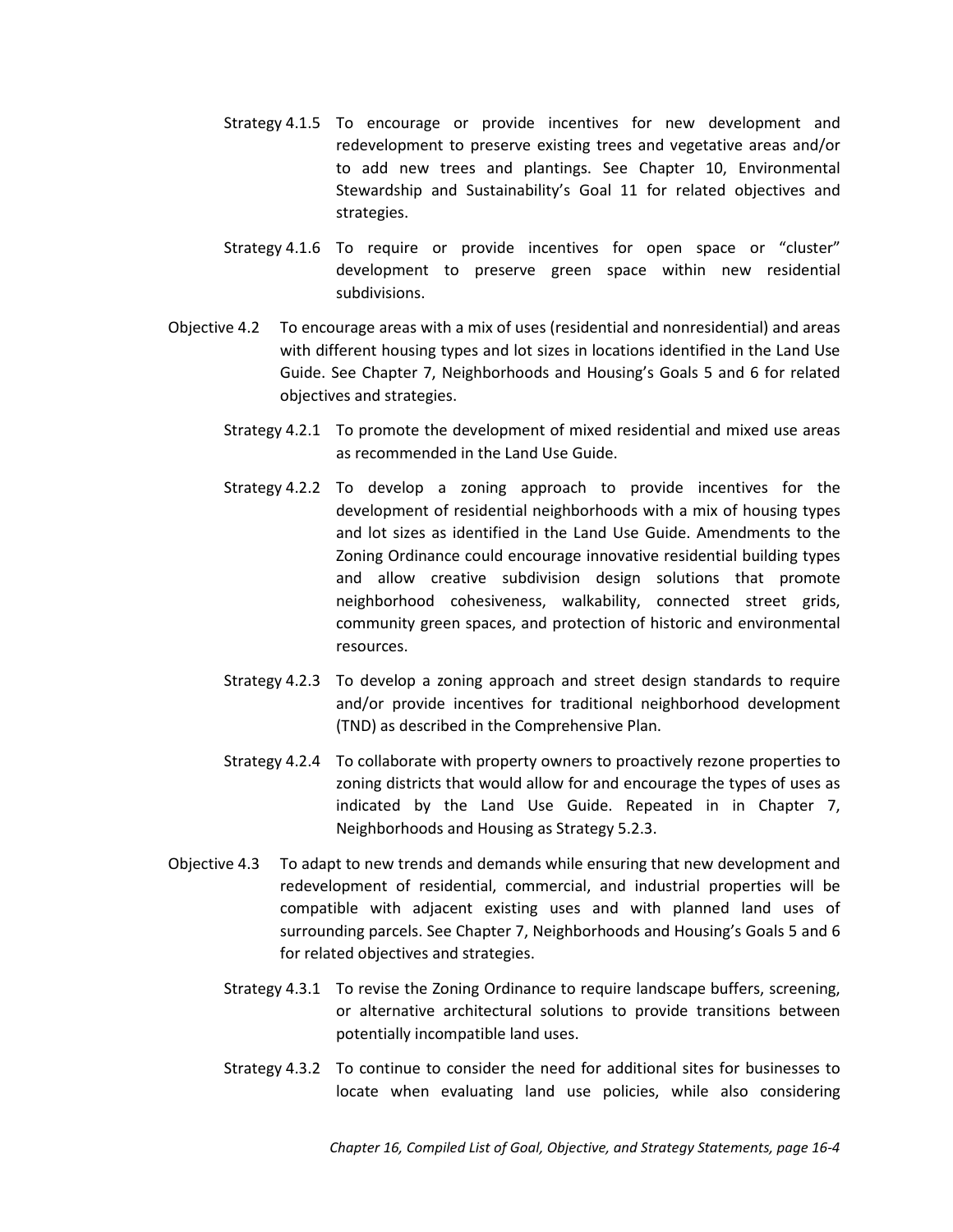Strategy 4.1.5 To encourage or provide incentives for new development and redevelopment to preserve existing trees and vegetative areas and/or to add new trees and plantings. See Chapter 10, Environmental Stewardship and Sustainability's Goal 11 for related objectives and strategies.

Strategy 4.1.6 To require or provide incentives for open space or "cluster" development to preserve green space within new residential subdivisions.

Objective 4.2 To encourage areas with a mix of uses (residential and nonresidential) and areas with different housing types and lot sizes in locations identified in the Land Use Guide. See Chapter 7, Neighborhoods and Housing's Goals 5 and 6 for related objectives and strategies.

Strategy 4.2.1 To promote the development of mixed residential and mixed use areas as recommended in the Land Use Guide.

Strategy 4.2.2 To develop a zoning approach to provide incentives for the development of residential neighborhoods with a mix of housing types and lot sizes as identified in the Land Use Guide. Amendments to the Zoning Ordinance could encourage innovative residential building types and allow creative subdivision design solutions that promote neighborhood cohesiveness, walkability, connected street grids, community green spaces, and protection of historic and environmental resources.

Strategy 4.2.3 To develop a zoning approach and street design standards to require and/or provide incentives for traditional neighborhood development (TND) as described in the Comprehensive Plan.

Strategy 4.2.4 To collaborate with property owners to proactively rezone properties to zoning districts that would allow for and encourage the types of uses as indicated by the Land Use Guide. Repeated in in Chapter 7, Neighborhoods and Housing as Strategy 5.2.3.

Objective 4.3 To adapt to new trends and demands while ensuring that new development and redevelopment of residential, commercial, and industrial properties will be compatible with adjacent existing uses and with planned land uses of surrounding parcels. See Chapter 7, Neighborhoods and Housing's Goals 5 and 6 for related objectives and strategies.

Strategy 4.3.1 To revise the Zoning Ordinance to require landscape buffers, screening, or alternative architectural solutions to provide transitions between potentially incompatible land uses.

Strategy 4.3.2 To continue to consider the need for additional sites for businesses to locate when evaluating land use policies, while also considering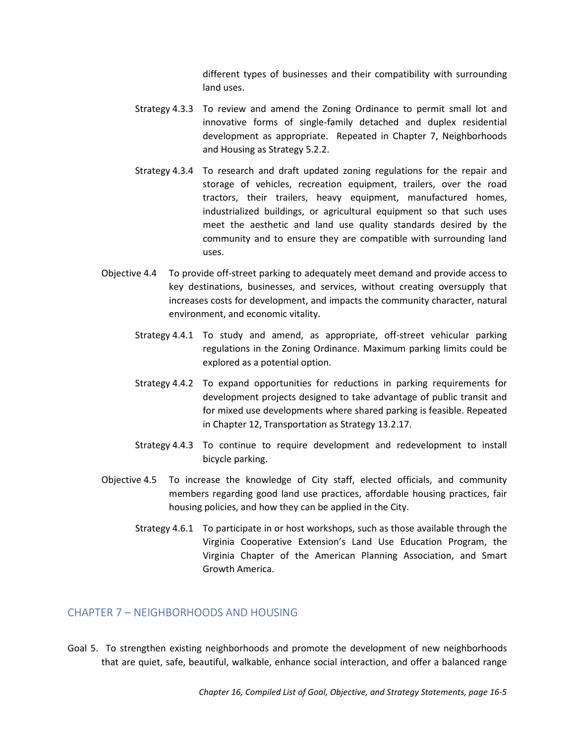different types of businesses and their compatibility with surrounding land uses.

Strategy 4.3.3 To review and amend the Zoning Ordinance to permit small lot and innovative forms of single-family detached and duplex residential development as appropriate. Repeated in Chapter 7, Neighborhoods and Housing as Strategy 5.2.2.

Strategy 4.3.4 To research and draft updated zoning regulations for the repair and storage of vehicles, recreation equipment, trailers, over the road tractors, their trailers, heavy equipment, manufactured homes, industrialized buildings, or agricultural equipment so that such uses meet the aesthetic and land use quality standards desired by the community and to ensure they are compatible with surrounding land uses.

Objective 4.4 To provide off-street parking to adequately meet demand and provide access to key destinations, businesses, and services, without creating oversupply that increases costs for development, and impacts the community character, natural environment, and economic vitality.

Strategy 4.4.1 To study and amend, as appropriate, off-street vehicular parking regulations in the Zoning Ordinance. Maximum parking limits could be explored as a potential option.

Strategy 4.4.2 To expand opportunities for reductions in parking requirements for development projects designed to take advantage of public transit and for mixed use developments where shared parking is feasible. Repeated in Chapter 12, Transportation as Strategy 13.2.17.

Strategy 4.4.3 To continue to require development and redevelopment to install bicycle parking.

Objective 4.5 To increase the knowledge of City staff, elected officials, and community members regarding good land use practices, affordable housing practices, fair housing policies, and how they can be applied in the City.

Strategy 4.6.1 To participate in or host workshops, such as those available through the Virginia Cooperative Extension's Land Use Education Program, the Virginia Chapter of the American Planning Association, and Smart Growth America.

## CHAPTER 7 – NEIGHBORHOODS AND HOUSING

Goal 5. To strengthen existing neighborhoods and promote the development of new neighborhoods that are quiet, safe, beautiful, walkable, enhance social interaction, and offer a balanced range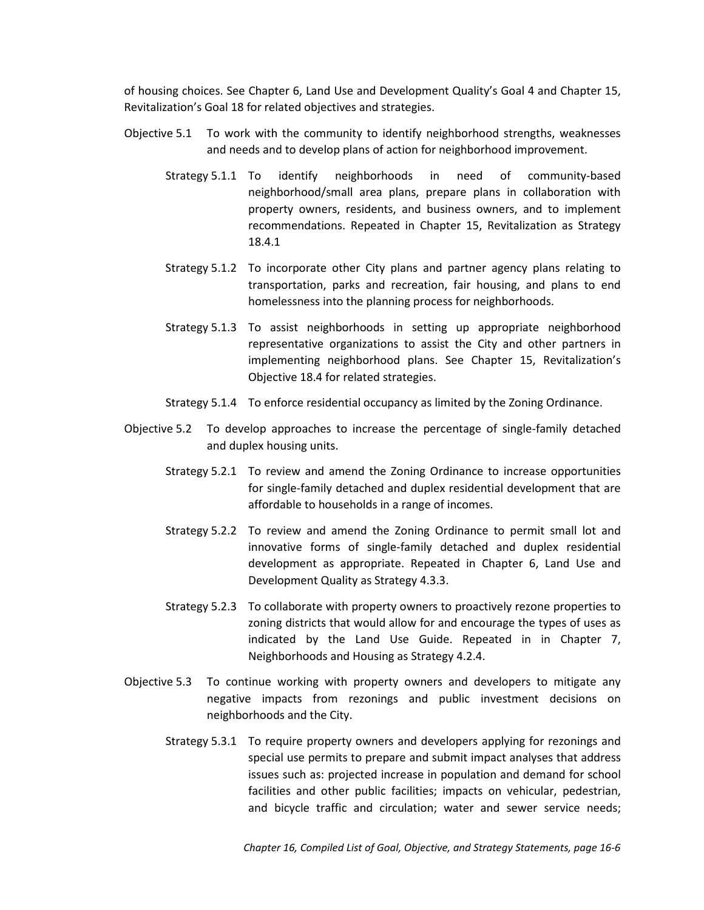of housing choices. See Chapter 6, Land Use and Development Quality's Goal 4 and Chapter 15, Revitalization's Goal 18 for related objectives and strategies.

Objective 5.1 To work with the community to identify neighborhood strengths, weaknesses and needs and to develop plans of action for neighborhood improvement.

Strategy 5.1.1 To identify neighborhoods in need of community-based neighborhood/small area plans, prepare plans in collaboration with property owners, residents, and business owners, and to implement recommendations. Repeated in Chapter 15, Revitalization as Strategy 18.4.1

Strategy 5.1.2 To incorporate other City plans and partner agency plans relating to transportation, parks and recreation, fair housing, and plans to end homelessness into the planning process for neighborhoods.

Strategy 5.1.3 To assist neighborhoods in setting up appropriate neighborhood representative organizations to assist the City and other partners in implementing neighborhood plans. See Chapter 15, Revitalization's Objective 18.4 for related strategies.

Strategy 5.1.4 To enforce residential occupancy as limited by the Zoning Ordinance.

Objective 5.2 To develop approaches to increase the percentage of single-family detached and duplex housing units.

Strategy 5.2.1 To review and amend the Zoning Ordinance to increase opportunities for single-family detached and duplex residential development that are affordable to households in a range of incomes.

Strategy 5.2.2 To review and amend the Zoning Ordinance to permit small lot and innovative forms of single-family detached and duplex residential development as appropriate. Repeated in Chapter 6, Land Use and Development Quality as Strategy 4.3.3.

Strategy 5.2.3 To collaborate with property owners to proactively rezone properties to zoning districts that would allow for and encourage the types of uses as indicated by the Land Use Guide. Repeated in in Chapter 7, Neighborhoods and Housing as Strategy 4.2.4.

Objective 5.3 To continue working with property owners and developers to mitigate any negative impacts from rezonings and public investment decisions on neighborhoods and the City.

Strategy 5.3.1 To require property owners and developers applying for rezonings and special use permits to prepare and submit impact analyses that address issues such as: projected increase in population and demand for school facilities and other public facilities; impacts on vehicular, pedestrian, and bicycle traffic and circulation; water and sewer service needs;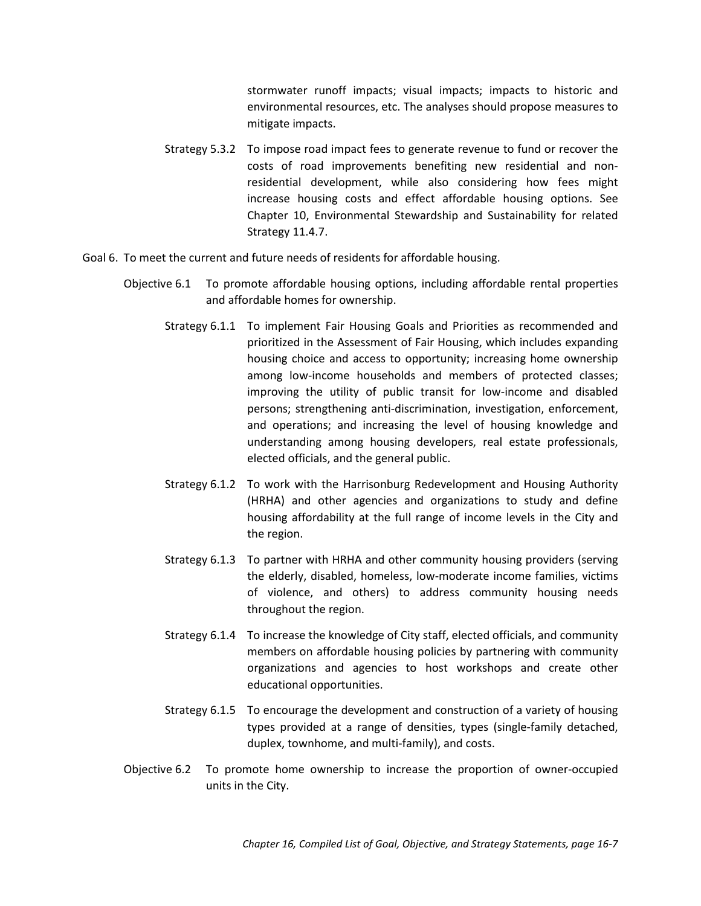stormwater runoff impacts; visual impacts; impacts to historic and environmental resources, etc. The analyses should propose measures to mitigate impacts.

Strategy 5.3.2 To impose road impact fees to generate revenue to fund or recover the costs of road improvements benefiting new residential and non-residential development, while also considering how fees might increase housing costs and effect affordable housing options. See Chapter 10, Environmental Stewardship and Sustainability for related Strategy 11.4.7.

Goal 6. To meet the current and future needs of residents for affordable housing.

Objective 6.1 To promote affordable housing options, including affordable rental properties and affordable homes for ownership.

Strategy 6.1.1 To implement Fair Housing Goals and Priorities as recommended and prioritized in the Assessment of Fair Housing, which includes expanding housing choice and access to opportunity; increasing home ownership among low-income households and members of protected classes; improving the utility of public transit for low-income and disabled persons; strengthening anti-discrimination, investigation, enforcement, and operations; and increasing the level of housing knowledge and understanding among housing developers, real estate professionals, elected officials, and the general public.

Strategy 6.1.2 To work with the Harrisonburg Redevelopment and Housing Authority (HRHA) and other agencies and organizations to study and define housing affordability at the full range of income levels in the City and the region.

Strategy 6.1.3 To partner with HRHA and other community housing providers (serving the elderly, disabled, homeless, low-moderate income families, victims of violence, and others) to address community housing needs throughout the region.

Strategy 6.1.4 To increase the knowledge of City staff, elected officials, and community members on affordable housing policies by partnering with community organizations and agencies to host workshops and create other educational opportunities.

Strategy 6.1.5 To encourage the development and construction of a variety of housing types provided at a range of densities, types (single-family detached, duplex, townhome, and multi-family), and costs.

Objective 6.2 To promote home ownership to increase the proportion of owner-occupied units in the City.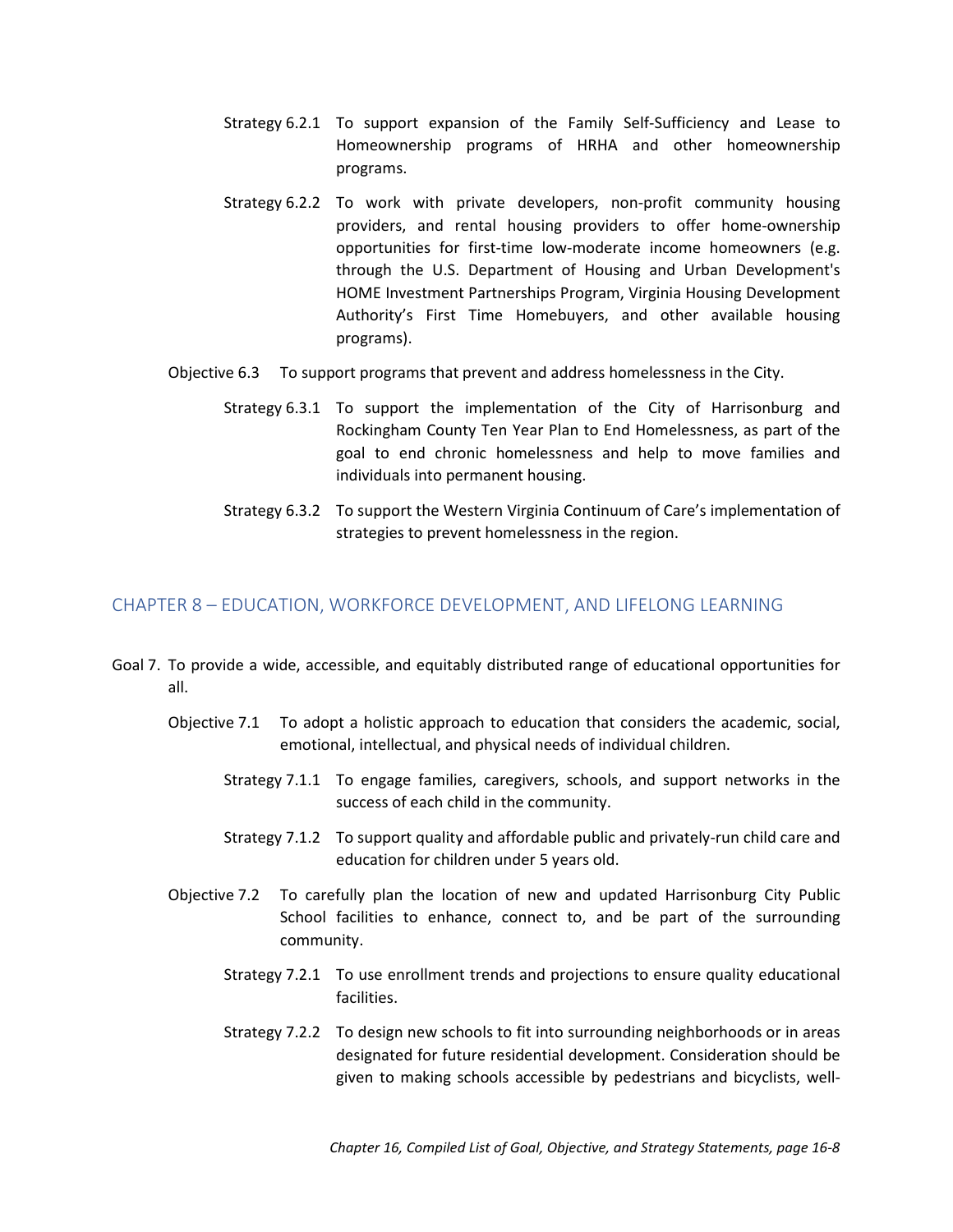Strategy 6.2.1 To support expansion of the Family Self-Sufficiency and Lease to Homeownership programs of HRHA and other homeownership programs.

Strategy 6.2.2 To work with private developers, non-profit community housing providers, and rental housing providers to offer home-ownership opportunities for first-time low-moderate income homeowners (e.g. through the U.S. Department of Housing and Urban Development's HOME Investment Partnerships Program, Virginia Housing Development Authority's First Time Homebuyers, and other available housing programs).

Objective 6.3 To support programs that prevent and address homelessness in the City.

Strategy 6.3.1 To support the implementation of the City of Harrisonburg and Rockingham County Ten Year Plan to End Homelessness, as part of the goal to end chronic homelessness and help to move families and individuals into permanent housing.

Strategy 6.3.2 To support the Western Virginia Continuum of Care's implementation of strategies to prevent homelessness in the region.

## CHAPTER 8 – EDUCATION, WORKFORCE DEVELOPMENT, AND LIFELONG LEARNING

Goal 7. To provide a wide, accessible, and equitably distributed range of educational opportunities for all.

Objective 7.1 To adopt a holistic approach to education that considers the academic, social, emotional, intellectual, and physical needs of individual children.

Strategy 7.1.1 To engage families, caregivers, schools, and support networks in the success of each child in the community.

Strategy 7.1.2 To support quality and affordable public and privately-run child care and education for children under 5 years old.

Objective 7.2 To carefully plan the location of new and updated Harrisonburg City Public School facilities to enhance, connect to, and be part of the surrounding community.

Strategy 7.2.1 To use enrollment trends and projections to ensure quality educational facilities.

Strategy 7.2.2 To design new schools to fit into surrounding neighborhoods or in areas designated for future residential development. Consideration should be given to making schools accessible by pedestrians and bicyclists, well-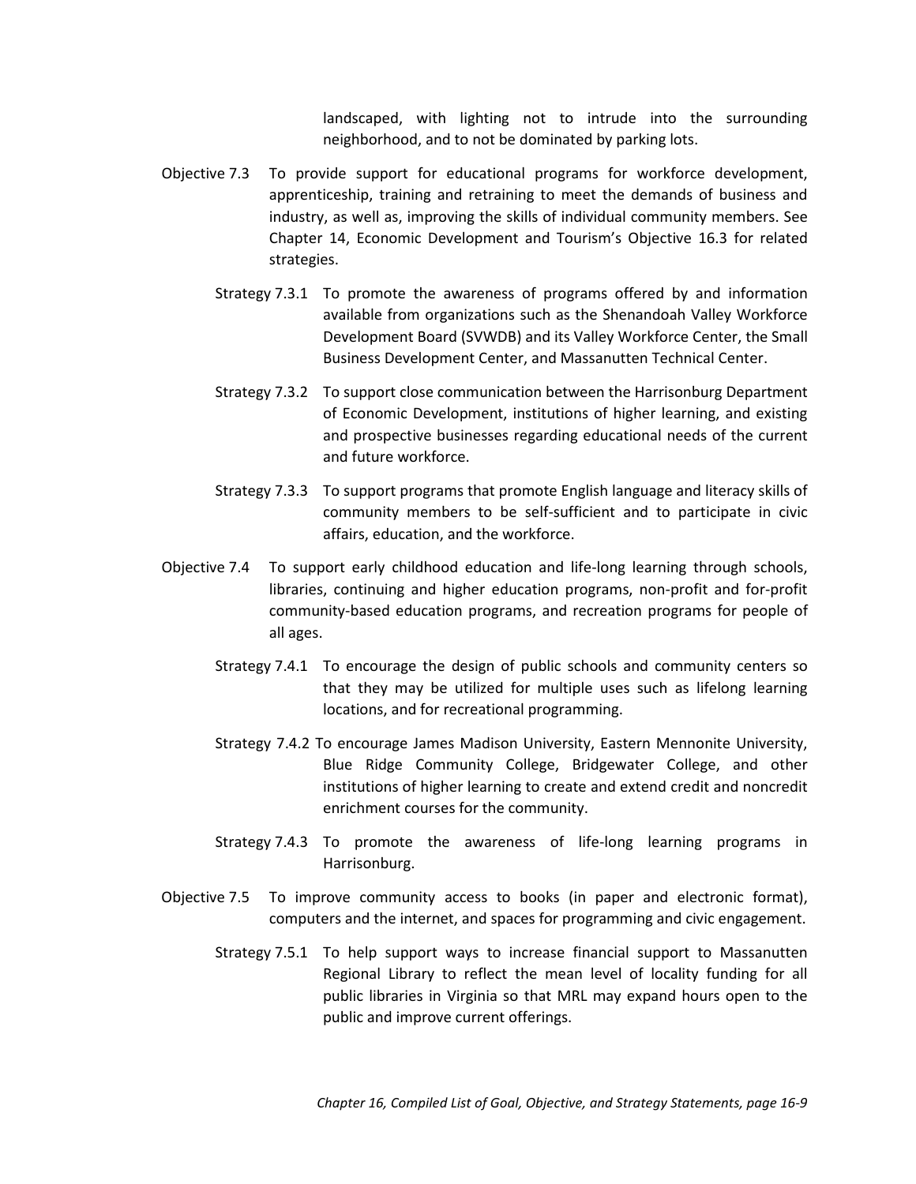landscaped, with lighting not to intrude into the surrounding neighborhood, and to not be dominated by parking lots.

Objective 7.3 To provide support for educational programs for workforce development, apprenticeship, training and retraining to meet the demands of business and industry, as well as, improving the skills of individual community members. See Chapter 14, Economic Development and Tourism's Objective 16.3 for related strategies.

Strategy 7.3.1 To promote the awareness of programs offered by and information available from organizations such as the Shenandoah Valley Workforce Development Board (SVWDB) and its Valley Workforce Center, the Small Business Development Center, and Massanutten Technical Center.

Strategy 7.3.2 To support close communication between the Harrisonburg Department of Economic Development, institutions of higher learning, and existing and prospective businesses regarding educational needs of the current and future workforce.

Strategy 7.3.3 To support programs that promote English language and literacy skills of community members to be self-sufficient and to participate in civic affairs, education, and the workforce.

Objective 7.4 To support early childhood education and life-long learning through schools, libraries, continuing and higher education programs, non-profit and for-profit community-based education programs, and recreation programs for people of all ages.

Strategy 7.4.1 To encourage the design of public schools and community centers so that they may be utilized for multiple uses such as lifelong learning locations, and for recreational programming.

Strategy 7.4.2 To encourage James Madison University, Eastern Mennonite University, Blue Ridge Community College, Bridgewater College, and other institutions of higher learning to create and extend credit and noncredit enrichment courses for the community.

Strategy 7.4.3 To promote the awareness of life-long learning programs in Harrisonburg.

Objective 7.5 To improve community access to books (in paper and electronic format), computers and the internet, and spaces for programming and civic engagement.

Strategy 7.5.1 To help support ways to increase financial support to Massanutten Regional Library to reflect the mean level of locality funding for all public libraries in Virginia so that MRL may expand hours open to the public and improve current offerings.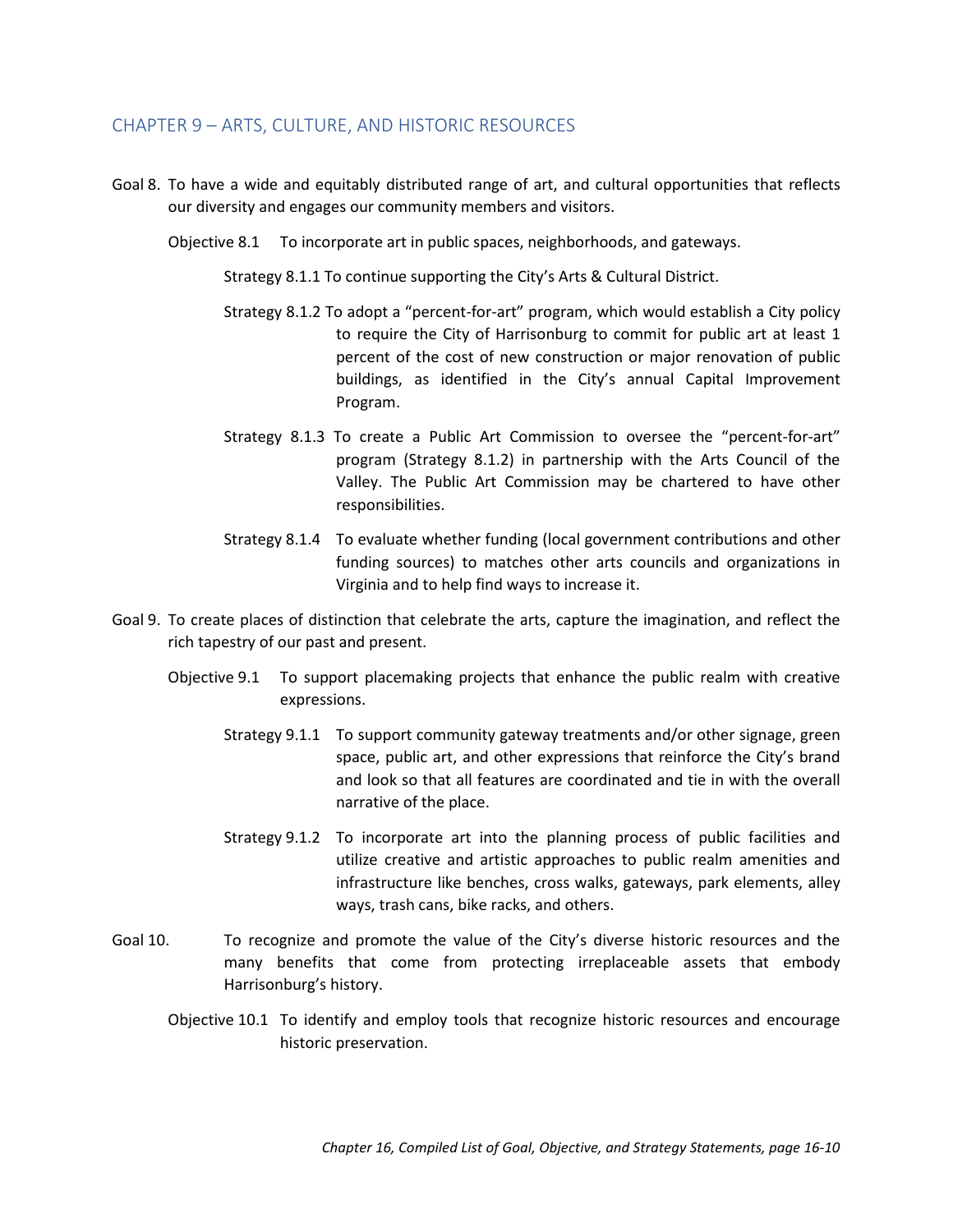## CHAPTER 9 – ARTS, CULTURE, AND HISTORIC RESOURCES

Goal 8. To have a wide and equitably distributed range of art, and cultural opportunities that reflects our diversity and engages our community members and visitors.

Objective 8.1 To incorporate art in public spaces, neighborhoods, and gateways.

Strategy 8.1.1 To continue supporting the City's Arts & Cultural District.

Strategy 8.1.2 To adopt a "percent-for-art" program, which would establish a City policy to require the City of Harrisonburg to commit for public art at least 1 percent of the cost of new construction or major renovation of public buildings, as identified in the City's annual Capital Improvement Program.

Strategy 8.1.3 To create a Public Art Commission to oversee the "percent-for-art" program (Strategy 8.1.2) in partnership with the Arts Council of the Valley. The Public Art Commission may be chartered to have other responsibilities.

Strategy 8.1.4 To evaluate whether funding (local government contributions and other funding sources) to matches other arts councils and organizations in Virginia and to help find ways to increase it.

Goal 9. To create places of distinction that celebrate the arts, capture the imagination, and reflect the rich tapestry of our past and present.

Objective 9.1 To support placemaking projects that enhance the public realm with creative expressions.

Strategy 9.1.1 To support community gateway treatments and/or other signage, green space, public art, and other expressions that reinforce the City's brand and look so that all features are coordinated and tie in with the overall narrative of the place.

Strategy 9.1.2 To incorporate art into the planning process of public facilities and utilize creative and artistic approaches to public realm amenities and infrastructure like benches, cross walks, gateways, park elements, alley ways, trash cans, bike racks, and others.

Goal 10. To recognize and promote the value of the City's diverse historic resources and the many benefits that come from protecting irreplaceable assets that embody Harrisonburg's history.

Objective 10.1 To identify and employ tools that recognize historic resources and encourage historic preservation.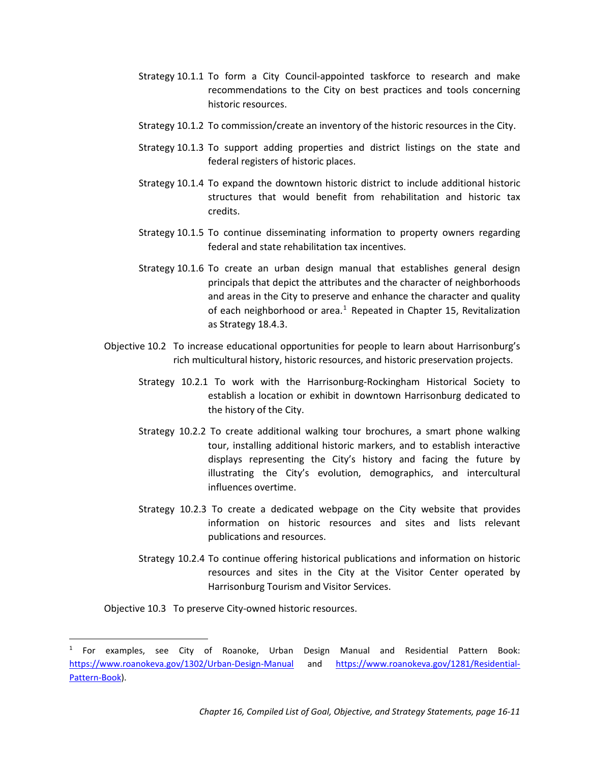Strategy 10.1.1 To form a City Council-appointed taskforce to research and make recommendations to the City on best practices and tools concerning historic resources.

Strategy 10.1.2 To commission/create an inventory of the historic resources in the City.

Strategy 10.1.3 To support adding properties and district listings on the state and federal registers of historic places.

Strategy 10.1.4 To expand the downtown historic district to include additional historic structures that would benefit from rehabilitation and historic tax credits.

Strategy 10.1.5 To continue disseminating information to property owners regarding federal and state rehabilitation tax incentives.

Strategy 10.1.6 To create an urban design manual that establishes general design principals that depict the attributes and the character of neighborhoods and areas in the City to preserve and enhance the character and quality of each neighborhood or area.[1] Repeated in Chapter 15, Revitalization as Strategy 18.4.3.

Objective 10.2 To increase educational opportunities for people to learn about Harrisonburg's rich multicultural history, historic resources, and historic preservation projects.

Strategy 10.2.1 To work with the Harrisonburg-Rockingham Historical Society to establish a location or exhibit in downtown Harrisonburg dedicated to the history of the City.

Strategy 10.2.2 To create additional walking tour brochures, a smart phone walking tour, installing additional historic markers, and to establish interactive displays representing the City's history and facing the future by illustrating the City's evolution, demographics, and intercultural influences overtime.

Strategy 10.2.3 To create a dedicated webpage on the City website that provides information on historic resources and sites and lists relevant publications and resources.

Strategy 10.2.4 To continue offering historical publications and information on historic resources and sites in the City at the Visitor Center operated by Harrisonburg Tourism and Visitor Services.

Objective 10.3 To preserve City-owned historic resources.

---

[1] For examples, see City of Roanoke, Urban Design Manual and Residential Pattern Book: https://www.roanokeva.gov/1302/Urban-Design-Manual and https://www.roanokeva.gov/1281/Residential-Pattern-Book).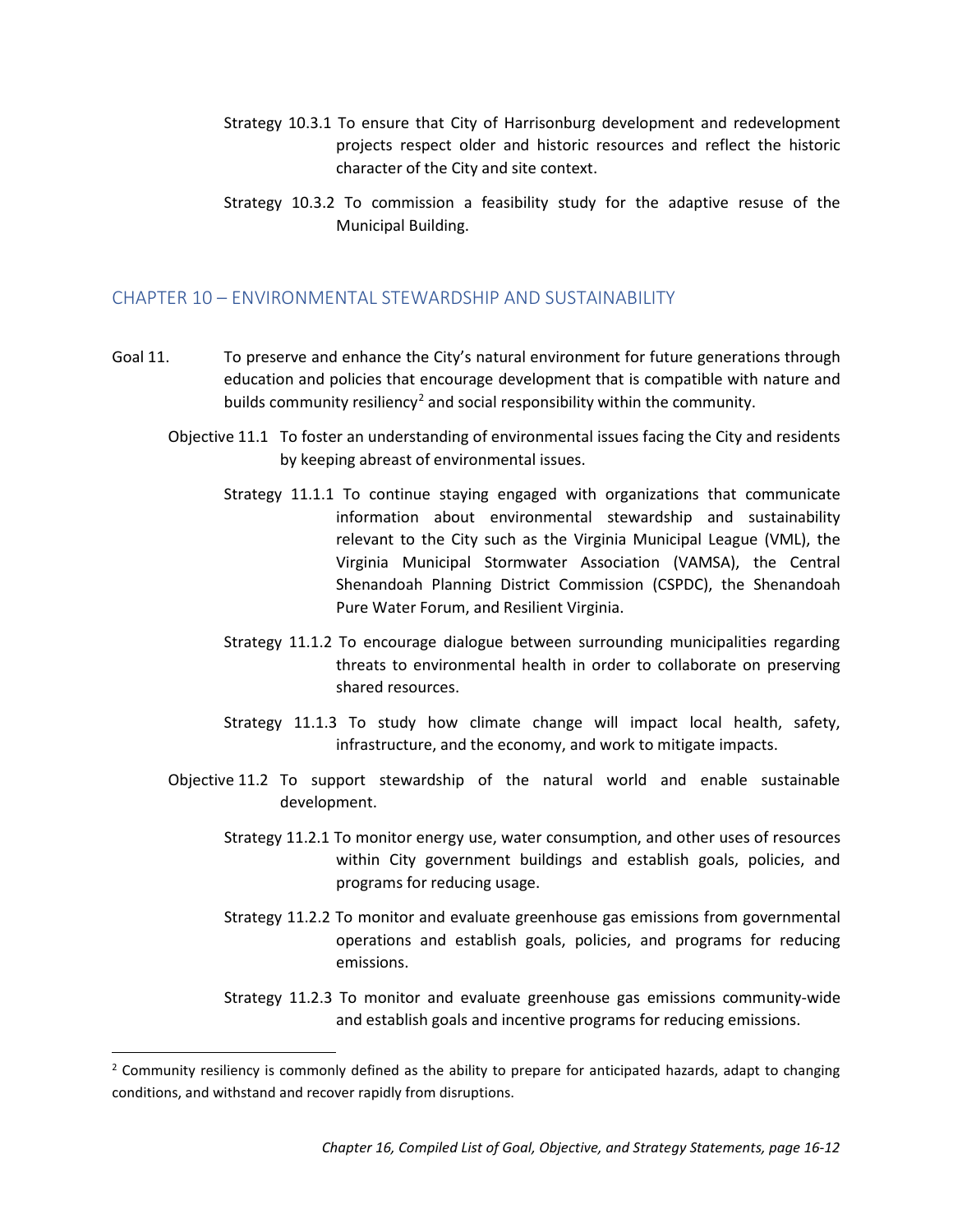Strategy 10.3.1 To ensure that City of Harrisonburg development and redevelopment projects respect older and historic resources and reflect the historic character of the City and site context.

Strategy 10.3.2 To commission a feasibility study for the adaptive resuse of the Municipal Building.

## CHAPTER 10 – ENVIRONMENTAL STEWARDSHIP AND SUSTAINABILITY

Goal 11. To preserve and enhance the City's natural environment for future generations through education and policies that encourage development that is compatible with nature and builds community resiliency[2] and social responsibility within the community.

Objective 11.1 To foster an understanding of environmental issues facing the City and residents by keeping abreast of environmental issues.

Strategy 11.1.1 To continue staying engaged with organizations that communicate information about environmental stewardship and sustainability relevant to the City such as the Virginia Municipal League (VML), the Virginia Municipal Stormwater Association (VAMSA), the Central Shenandoah Planning District Commission (CSPDC), the Shenandoah Pure Water Forum, and Resilient Virginia.

Strategy 11.1.2 To encourage dialogue between surrounding municipalities regarding threats to environmental health in order to collaborate on preserving shared resources.

Strategy 11.1.3 To study how climate change will impact local health, safety, infrastructure, and the economy, and work to mitigate impacts.

Objective 11.2 To support stewardship of the natural world and enable sustainable development.

Strategy 11.2.1 To monitor energy use, water consumption, and other uses of resources within City government buildings and establish goals, policies, and programs for reducing usage.

Strategy 11.2.2 To monitor and evaluate greenhouse gas emissions from governmental operations and establish goals, policies, and programs for reducing emissions.

Strategy 11.2.3 To monitor and evaluate greenhouse gas emissions community-wide and establish goals and incentive programs for reducing emissions.

[2] Community resiliency is commonly defined as the ability to prepare for anticipated hazards, adapt to changing conditions, and withstand and recover rapidly from disruptions.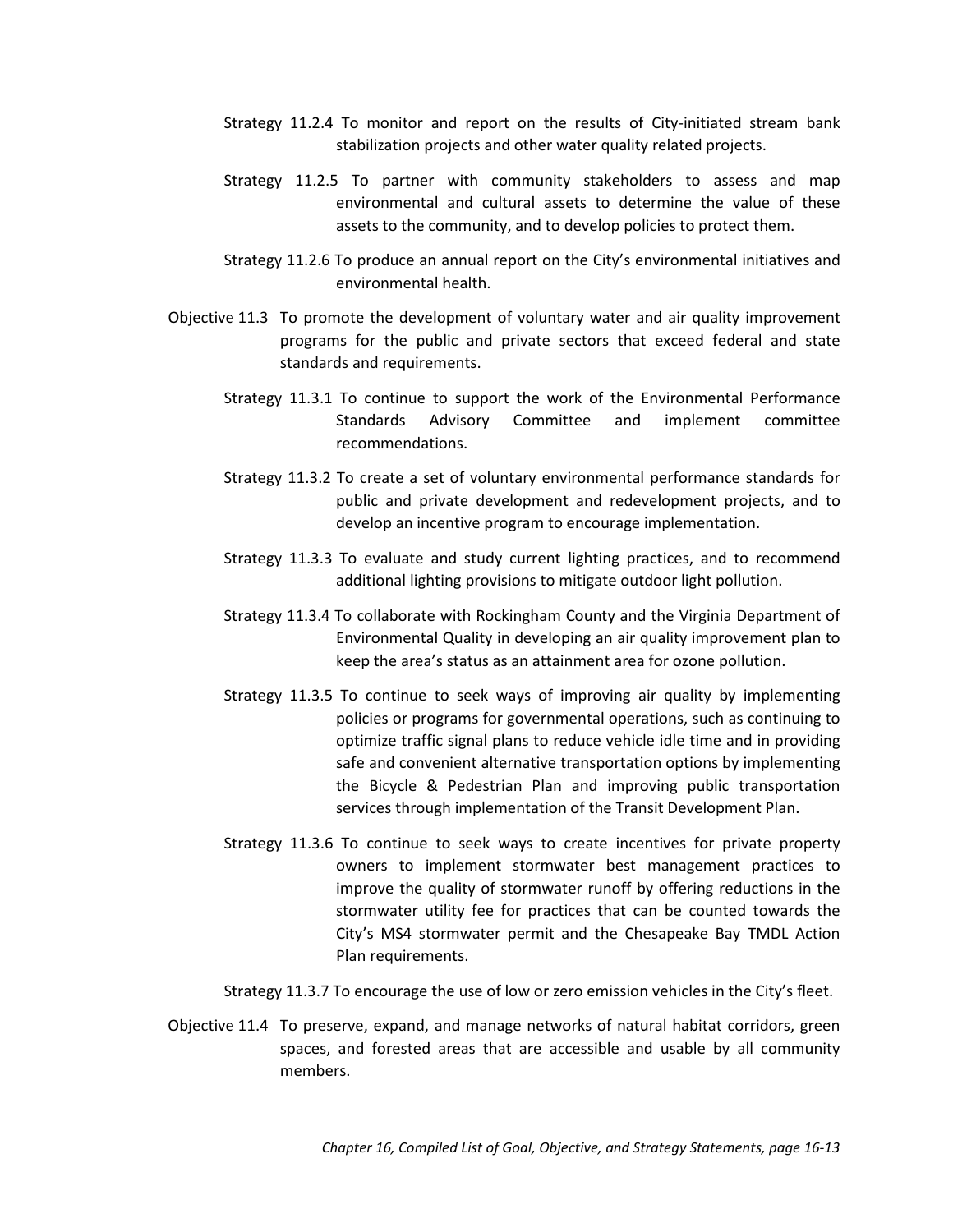Strategy 11.2.4 To monitor and report on the results of City-initiated stream bank stabilization projects and other water quality related projects.

Strategy 11.2.5 To partner with community stakeholders to assess and map environmental and cultural assets to determine the value of these assets to the community, and to develop policies to protect them.

Strategy 11.2.6 To produce an annual report on the City's environmental initiatives and environmental health.

Objective 11.3 To promote the development of voluntary water and air quality improvement programs for the public and private sectors that exceed federal and state standards and requirements.

Strategy 11.3.1 To continue to support the work of the Environmental Performance Standards Advisory Committee and implement committee recommendations.

Strategy 11.3.2 To create a set of voluntary environmental performance standards for public and private development and redevelopment projects, and to develop an incentive program to encourage implementation.

Strategy 11.3.3 To evaluate and study current lighting practices, and to recommend additional lighting provisions to mitigate outdoor light pollution.

Strategy 11.3.4 To collaborate with Rockingham County and the Virginia Department of Environmental Quality in developing an air quality improvement plan to keep the area's status as an attainment area for ozone pollution.

Strategy 11.3.5 To continue to seek ways of improving air quality by implementing policies or programs for governmental operations, such as continuing to optimize traffic signal plans to reduce vehicle idle time and in providing safe and convenient alternative transportation options by implementing the Bicycle & Pedestrian Plan and improving public transportation services through implementation of the Transit Development Plan.

Strategy 11.3.6 To continue to seek ways to create incentives for private property owners to implement stormwater best management practices to improve the quality of stormwater runoff by offering reductions in the stormwater utility fee for practices that can be counted towards the City's MS4 stormwater permit and the Chesapeake Bay TMDL Action Plan requirements.

Strategy 11.3.7 To encourage the use of low or zero emission vehicles in the City's fleet.

Objective 11.4 To preserve, expand, and manage networks of natural habitat corridors, green spaces, and forested areas that are accessible and usable by all community members.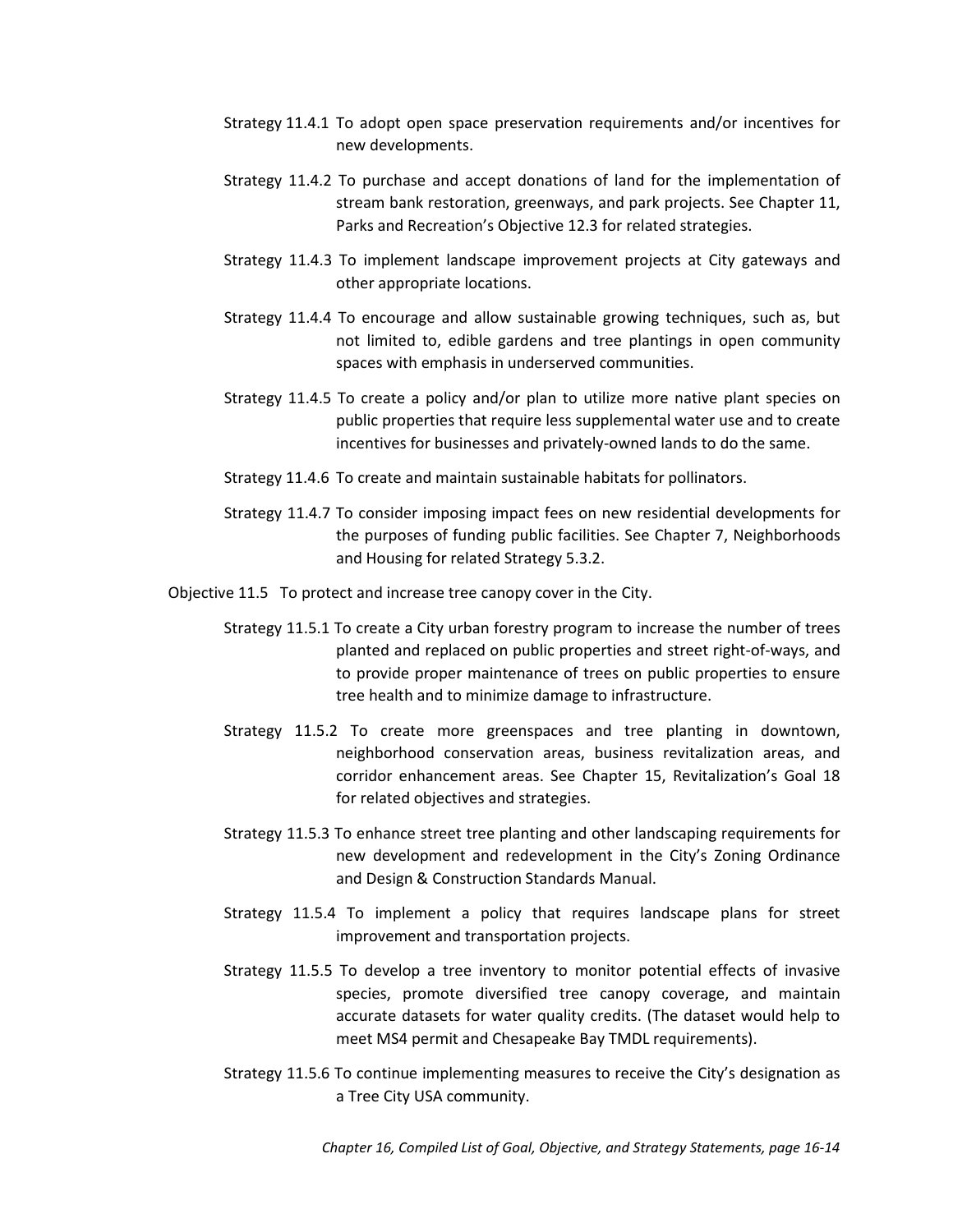Strategy 11.4.1 To adopt open space preservation requirements and/or incentives for new developments.

Strategy 11.4.2 To purchase and accept donations of land for the implementation of stream bank restoration, greenways, and park projects. See Chapter 11, Parks and Recreation's Objective 12.3 for related strategies.

Strategy 11.4.3 To implement landscape improvement projects at City gateways and other appropriate locations.

Strategy 11.4.4 To encourage and allow sustainable growing techniques, such as, but not limited to, edible gardens and tree plantings in open community spaces with emphasis in underserved communities.

Strategy 11.4.5 To create a policy and/or plan to utilize more native plant species on public properties that require less supplemental water use and to create incentives for businesses and privately-owned lands to do the same.

Strategy 11.4.6 To create and maintain sustainable habitats for pollinators.

Strategy 11.4.7 To consider imposing impact fees on new residential developments for the purposes of funding public facilities. See Chapter 7, Neighborhoods and Housing for related Strategy 5.3.2.

Objective 11.5 To protect and increase tree canopy cover in the City.

Strategy 11.5.1 To create a City urban forestry program to increase the number of trees planted and replaced on public properties and street right-of-ways, and to provide proper maintenance of trees on public properties to ensure tree health and to minimize damage to infrastructure.

Strategy 11.5.2 To create more greenspaces and tree planting in downtown, neighborhood conservation areas, business revitalization areas, and corridor enhancement areas. See Chapter 15, Revitalization's Goal 18 for related objectives and strategies.

Strategy 11.5.3 To enhance street tree planting and other landscaping requirements for new development and redevelopment in the City's Zoning Ordinance and Design & Construction Standards Manual.

Strategy 11.5.4 To implement a policy that requires landscape plans for street improvement and transportation projects.

Strategy 11.5.5 To develop a tree inventory to monitor potential effects of invasive species, promote diversified tree canopy coverage, and maintain accurate datasets for water quality credits. (The dataset would help to meet MS4 permit and Chesapeake Bay TMDL requirements).

Strategy 11.5.6 To continue implementing measures to receive the City's designation as a Tree City USA community.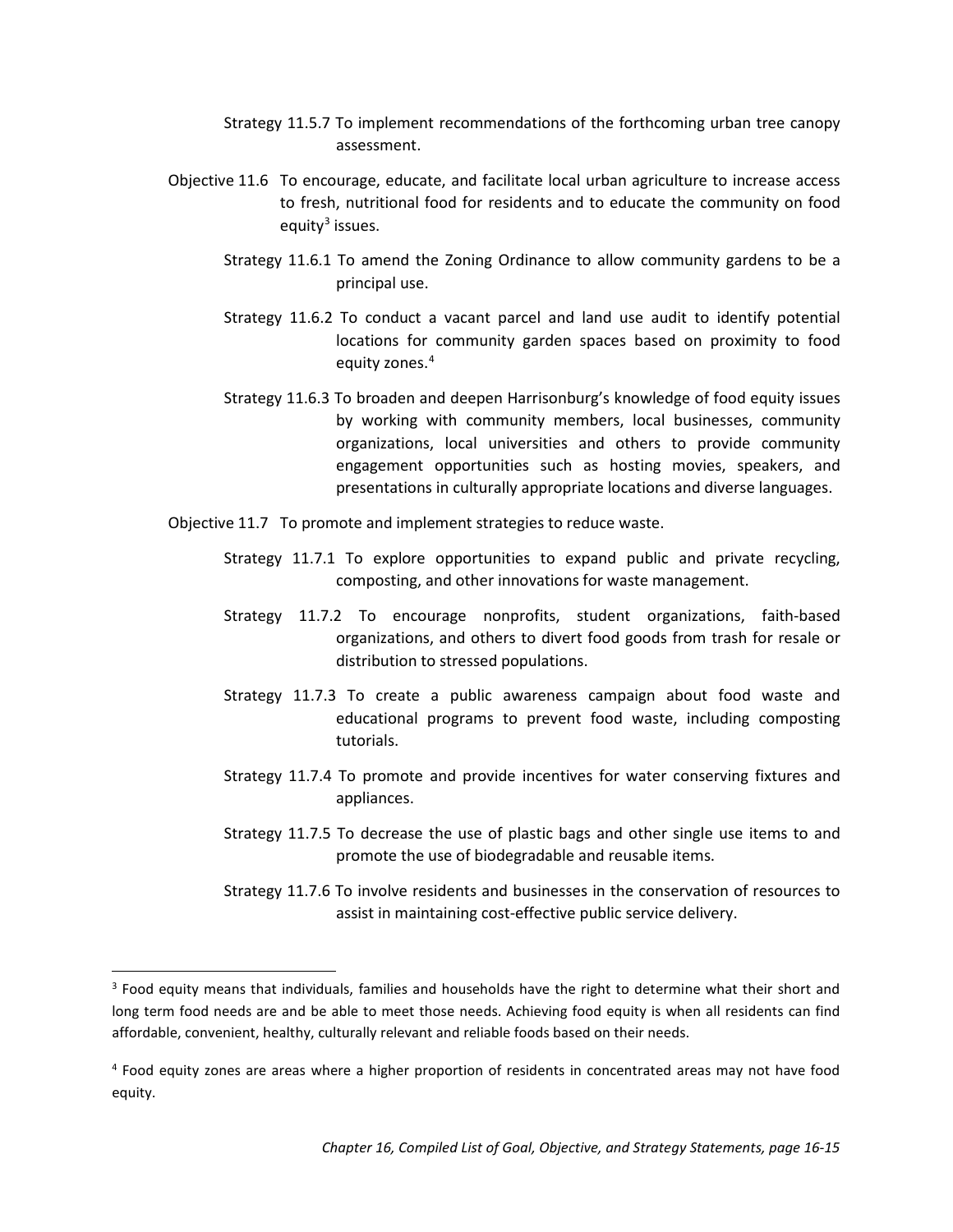Strategy 11.5.7 To implement recommendations of the forthcoming urban tree canopy assessment.

Objective 11.6 To encourage, educate, and facilitate local urban agriculture to increase access to fresh, nutritional food for residents and to educate the community on food equity[3] issues.

Strategy 11.6.1 To amend the Zoning Ordinance to allow community gardens to be a principal use.

Strategy 11.6.2 To conduct a vacant parcel and land use audit to identify potential locations for community garden spaces based on proximity to food equity zones.[4]

Strategy 11.6.3 To broaden and deepen Harrisonburg's knowledge of food equity issues by working with community members, local businesses, community organizations, local universities and others to provide community engagement opportunities such as hosting movies, speakers, and presentations in culturally appropriate locations and diverse languages.

Objective 11.7 To promote and implement strategies to reduce waste.

Strategy 11.7.1 To explore opportunities to expand public and private recycling, composting, and other innovations for waste management.

Strategy 11.7.2 To encourage nonprofits, student organizations, faith-based organizations, and others to divert food goods from trash for resale or distribution to stressed populations.

Strategy 11.7.3 To create a public awareness campaign about food waste and educational programs to prevent food waste, including composting tutorials.

Strategy 11.7.4 To promote and provide incentives for water conserving fixtures and appliances.

Strategy 11.7.5 To decrease the use of plastic bags and other single use items to and promote the use of biodegradable and reusable items.

Strategy 11.7.6 To involve residents and businesses in the conservation of resources to assist in maintaining cost-effective public service delivery.

---

[3] Food equity means that individuals, families and households have the right to determine what their short and long term food needs are and be able to meet those needs. Achieving food equity is when all residents can find affordable, convenient, healthy, culturally relevant and reliable foods based on their needs.

[4] Food equity zones are areas where a higher proportion of residents in concentrated areas may not have food equity.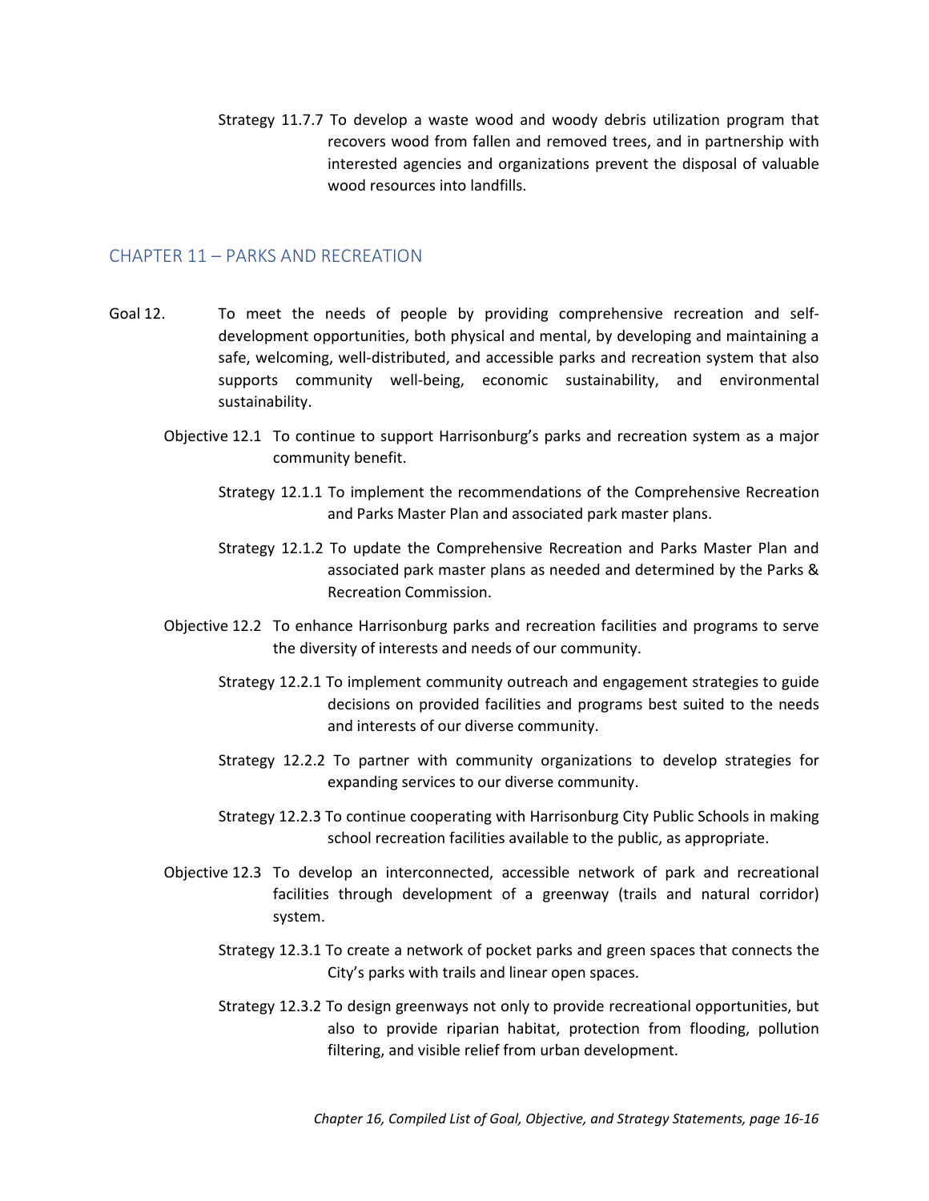Strategy 11.7.7 To develop a waste wood and woody debris utilization program that recovers wood from fallen and removed trees, and in partnership with interested agencies and organizations prevent the disposal of valuable wood resources into landfills.

## CHAPTER 11 – PARKS AND RECREATION

Goal 12. To meet the needs of people by providing comprehensive recreation and self-development opportunities, both physical and mental, by developing and maintaining a safe, welcoming, well-distributed, and accessible parks and recreation system that also supports community well-being, economic sustainability, and environmental sustainability.

Objective 12.1 To continue to support Harrisonburg's parks and recreation system as a major community benefit.

Strategy 12.1.1 To implement the recommendations of the Comprehensive Recreation and Parks Master Plan and associated park master plans.

Strategy 12.1.2 To update the Comprehensive Recreation and Parks Master Plan and associated park master plans as needed and determined by the Parks & Recreation Commission.

Objective 12.2 To enhance Harrisonburg parks and recreation facilities and programs to serve the diversity of interests and needs of our community.

Strategy 12.2.1 To implement community outreach and engagement strategies to guide decisions on provided facilities and programs best suited to the needs and interests of our diverse community.

Strategy 12.2.2 To partner with community organizations to develop strategies for expanding services to our diverse community.

Strategy 12.2.3 To continue cooperating with Harrisonburg City Public Schools in making school recreation facilities available to the public, as appropriate.

Objective 12.3 To develop an interconnected, accessible network of park and recreational facilities through development of a greenway (trails and natural corridor) system.

Strategy 12.3.1 To create a network of pocket parks and green spaces that connects the City's parks with trails and linear open spaces.

Strategy 12.3.2 To design greenways not only to provide recreational opportunities, but also to provide riparian habitat, protection from flooding, pollution filtering, and visible relief from urban development.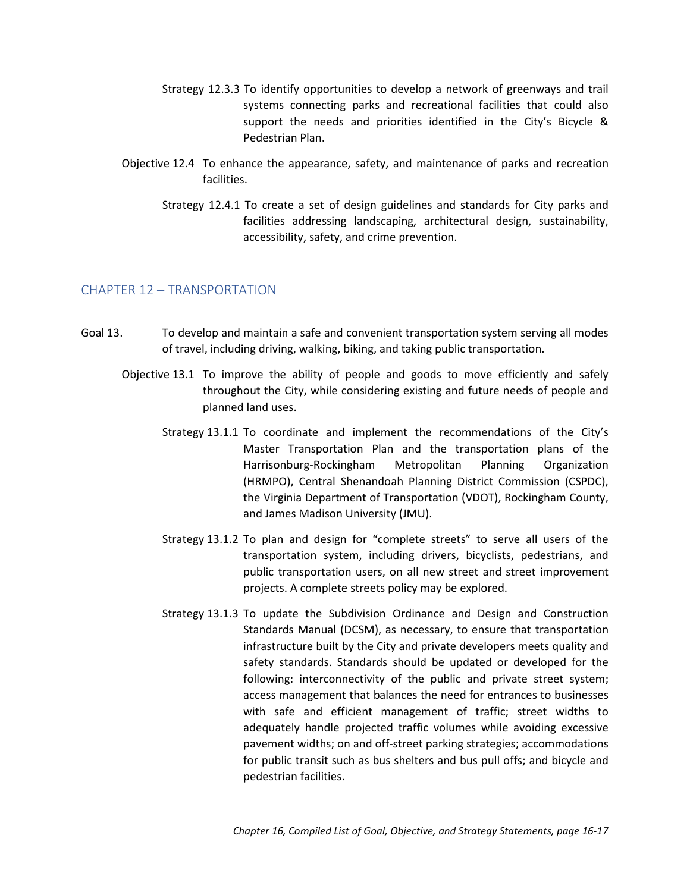Strategy 12.3.3 To identify opportunities to develop a network of greenways and trail systems connecting parks and recreational facilities that could also support the needs and priorities identified in the City's Bicycle & Pedestrian Plan.

Objective 12.4 To enhance the appearance, safety, and maintenance of parks and recreation facilities.

Strategy 12.4.1 To create a set of design guidelines and standards for City parks and facilities addressing landscaping, architectural design, sustainability, accessibility, safety, and crime prevention.

## CHAPTER 12 – TRANSPORTATION

Goal 13. To develop and maintain a safe and convenient transportation system serving all modes of travel, including driving, walking, biking, and taking public transportation.

Objective 13.1 To improve the ability of people and goods to move efficiently and safely throughout the City, while considering existing and future needs of people and planned land uses.

Strategy 13.1.1 To coordinate and implement the recommendations of the City's Master Transportation Plan and the transportation plans of the Harrisonburg-Rockingham Metropolitan Planning Organization (HRMPO), Central Shenandoah Planning District Commission (CSPDC), the Virginia Department of Transportation (VDOT), Rockingham County, and James Madison University (JMU).

Strategy 13.1.2 To plan and design for "complete streets" to serve all users of the transportation system, including drivers, bicyclists, pedestrians, and public transportation users, on all new street and street improvement projects. A complete streets policy may be explored.

Strategy 13.1.3 To update the Subdivision Ordinance and Design and Construction Standards Manual (DCSM), as necessary, to ensure that transportation infrastructure built by the City and private developers meets quality and safety standards. Standards should be updated or developed for the following: interconnectivity of the public and private street system; access management that balances the need for entrances to businesses with safe and efficient management of traffic; street widths to adequately handle projected traffic volumes while avoiding excessive pavement widths; on and off-street parking strategies; accommodations for public transit such as bus shelters and bus pull offs; and bicycle and pedestrian facilities.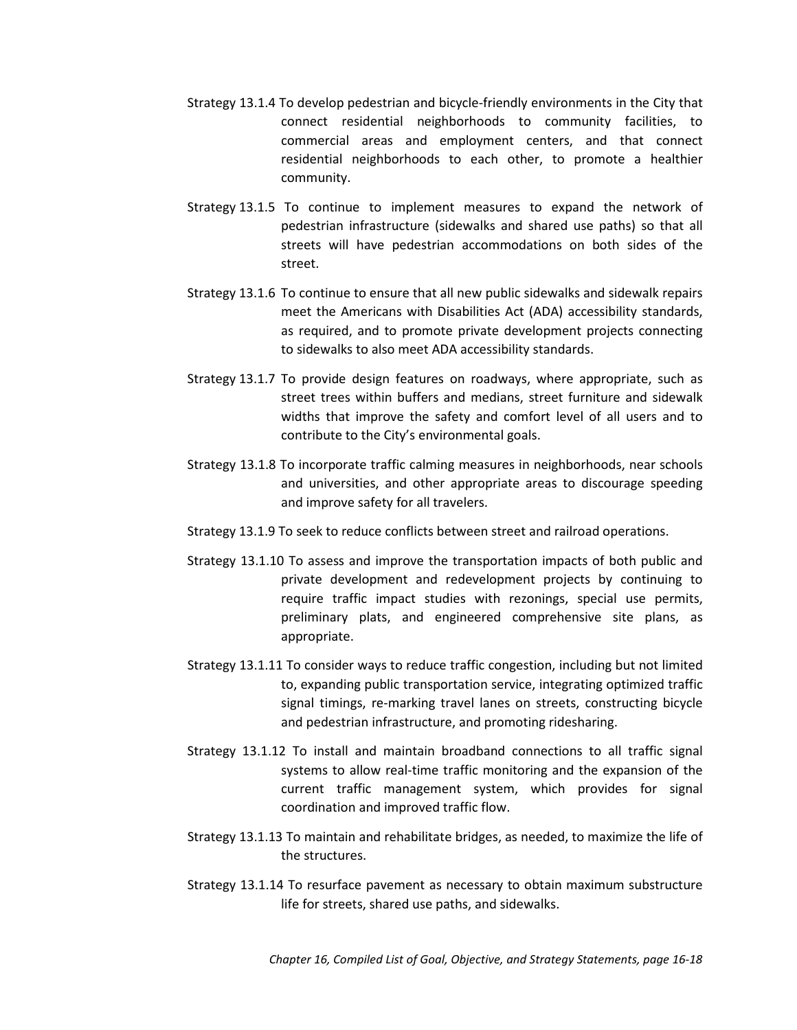Strategy 13.1.4 To develop pedestrian and bicycle-friendly environments in the City that connect residential neighborhoods to community facilities, to commercial areas and employment centers, and that connect residential neighborhoods to each other, to promote a healthier community.

Strategy 13.1.5 To continue to implement measures to expand the network of pedestrian infrastructure (sidewalks and shared use paths) so that all streets will have pedestrian accommodations on both sides of the street.

Strategy 13.1.6 To continue to ensure that all new public sidewalks and sidewalk repairs meet the Americans with Disabilities Act (ADA) accessibility standards, as required, and to promote private development projects connecting to sidewalks to also meet ADA accessibility standards.

Strategy 13.1.7 To provide design features on roadways, where appropriate, such as street trees within buffers and medians, street furniture and sidewalk widths that improve the safety and comfort level of all users and to contribute to the City's environmental goals.

Strategy 13.1.8 To incorporate traffic calming measures in neighborhoods, near schools and universities, and other appropriate areas to discourage speeding and improve safety for all travelers.

Strategy 13.1.9 To seek to reduce conflicts between street and railroad operations.

Strategy 13.1.10 To assess and improve the transportation impacts of both public and private development and redevelopment projects by continuing to require traffic impact studies with rezonings, special use permits, preliminary plats, and engineered comprehensive site plans, as appropriate.

Strategy 13.1.11 To consider ways to reduce traffic congestion, including but not limited to, expanding public transportation service, integrating optimized traffic signal timings, re-marking travel lanes on streets, constructing bicycle and pedestrian infrastructure, and promoting ridesharing.

Strategy 13.1.12 To install and maintain broadband connections to all traffic signal systems to allow real-time traffic monitoring and the expansion of the current traffic management system, which provides for signal coordination and improved traffic flow.

Strategy 13.1.13 To maintain and rehabilitate bridges, as needed, to maximize the life of the structures.

Strategy 13.1.14 To resurface pavement as necessary to obtain maximum substructure life for streets, shared use paths, and sidewalks.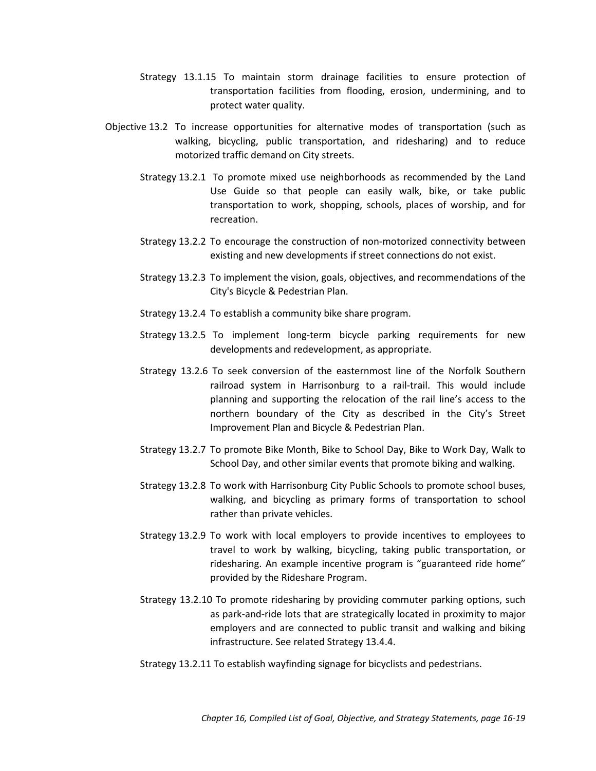Strategy 13.1.15 To maintain storm drainage facilities to ensure protection of transportation facilities from flooding, erosion, undermining, and to protect water quality.

Objective 13.2 To increase opportunities for alternative modes of transportation (such as walking, bicycling, public transportation, and ridesharing) and to reduce motorized traffic demand on City streets.

Strategy 13.2.1 To promote mixed use neighborhoods as recommended by the Land Use Guide so that people can easily walk, bike, or take public transportation to work, shopping, schools, places of worship, and for recreation.

Strategy 13.2.2 To encourage the construction of non-motorized connectivity between existing and new developments if street connections do not exist.

Strategy 13.2.3 To implement the vision, goals, objectives, and recommendations of the City's Bicycle & Pedestrian Plan.

Strategy 13.2.4 To establish a community bike share program.

Strategy 13.2.5 To implement long-term bicycle parking requirements for new developments and redevelopment, as appropriate.

Strategy 13.2.6 To seek conversion of the easternmost line of the Norfolk Southern railroad system in Harrisonburg to a rail-trail. This would include planning and supporting the relocation of the rail line's access to the northern boundary of the City as described in the City's Street Improvement Plan and Bicycle & Pedestrian Plan.

Strategy 13.2.7 To promote Bike Month, Bike to School Day, Bike to Work Day, Walk to School Day, and other similar events that promote biking and walking.

Strategy 13.2.8 To work with Harrisonburg City Public Schools to promote school buses, walking, and bicycling as primary forms of transportation to school rather than private vehicles.

Strategy 13.2.9 To work with local employers to provide incentives to employees to travel to work by walking, bicycling, taking public transportation, or ridesharing. An example incentive program is "guaranteed ride home" provided by the Rideshare Program.

Strategy 13.2.10 To promote ridesharing by providing commuter parking options, such as park-and-ride lots that are strategically located in proximity to major employers and are connected to public transit and walking and biking infrastructure. See related Strategy 13.4.4.

Strategy 13.2.11 To establish wayfinding signage for bicyclists and pedestrians.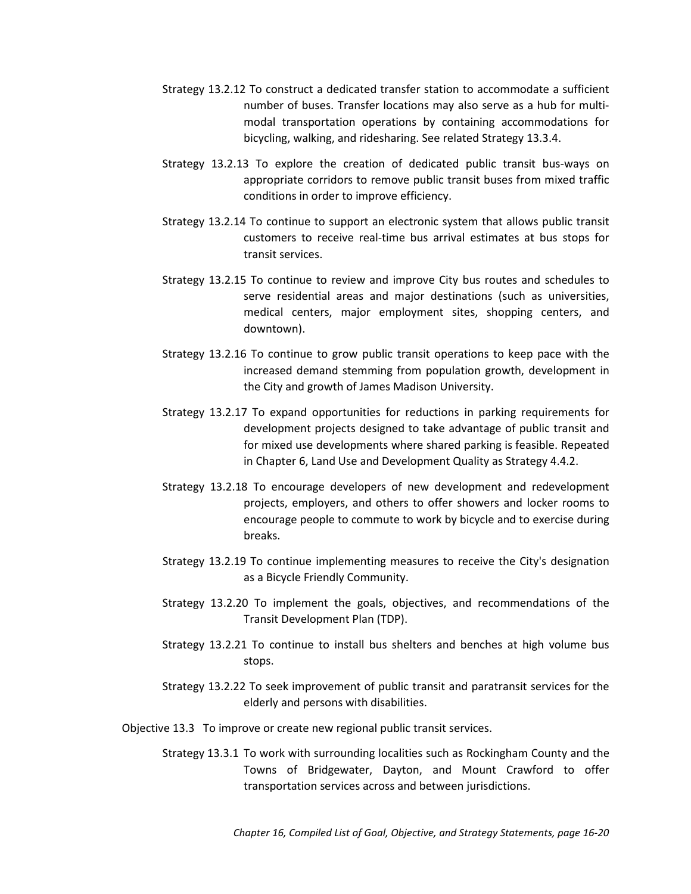Strategy 13.2.12 To construct a dedicated transfer station to accommodate a sufficient number of buses. Transfer locations may also serve as a hub for multi-modal transportation operations by containing accommodations for bicycling, walking, and ridesharing. See related Strategy 13.3.4.

Strategy 13.2.13 To explore the creation of dedicated public transit bus-ways on appropriate corridors to remove public transit buses from mixed traffic conditions in order to improve efficiency.

Strategy 13.2.14 To continue to support an electronic system that allows public transit customers to receive real-time bus arrival estimates at bus stops for transit services.

Strategy 13.2.15 To continue to review and improve City bus routes and schedules to serve residential areas and major destinations (such as universities, medical centers, major employment sites, shopping centers, and downtown).

Strategy 13.2.16 To continue to grow public transit operations to keep pace with the increased demand stemming from population growth, development in the City and growth of James Madison University.

Strategy 13.2.17 To expand opportunities for reductions in parking requirements for development projects designed to take advantage of public transit and for mixed use developments where shared parking is feasible. Repeated in Chapter 6, Land Use and Development Quality as Strategy 4.4.2.

Strategy 13.2.18 To encourage developers of new development and redevelopment projects, employers, and others to offer showers and locker rooms to encourage people to commute to work by bicycle and to exercise during breaks.

Strategy 13.2.19 To continue implementing measures to receive the City's designation as a Bicycle Friendly Community.

Strategy 13.2.20 To implement the goals, objectives, and recommendations of the Transit Development Plan (TDP).

Strategy 13.2.21 To continue to install bus shelters and benches at high volume bus stops.

Strategy 13.2.22 To seek improvement of public transit and paratransit services for the elderly and persons with disabilities.

Objective 13.3 To improve or create new regional public transit services.

Strategy 13.3.1 To work with surrounding localities such as Rockingham County and the Towns of Bridgewater, Dayton, and Mount Crawford to offer transportation services across and between jurisdictions.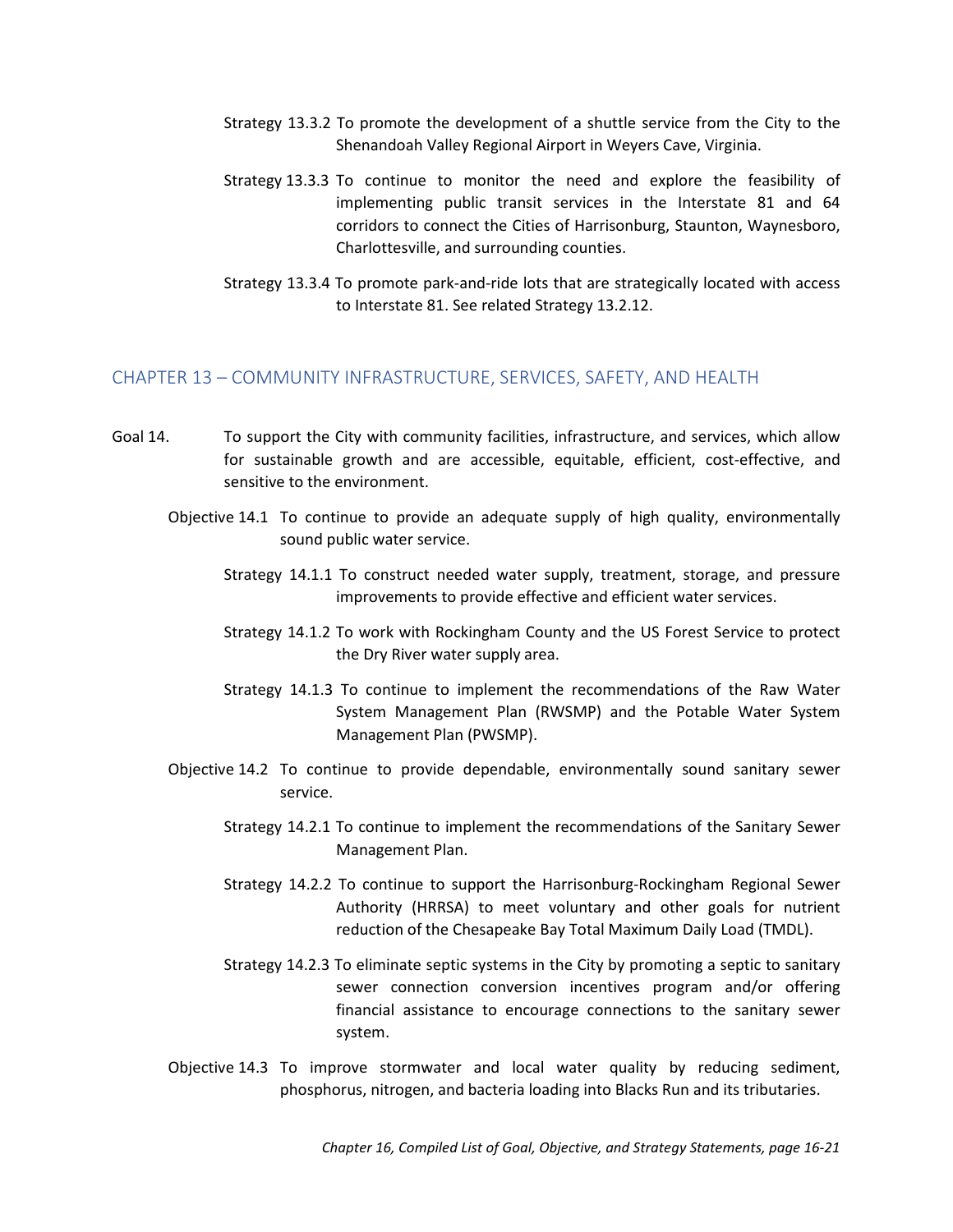Strategy 13.3.2 To promote the development of a shuttle service from the City to the Shenandoah Valley Regional Airport in Weyers Cave, Virginia.

Strategy 13.3.3 To continue to monitor the need and explore the feasibility of implementing public transit services in the Interstate 81 and 64 corridors to connect the Cities of Harrisonburg, Staunton, Waynesboro, Charlottesville, and surrounding counties.

Strategy 13.3.4 To promote park-and-ride lots that are strategically located with access to Interstate 81. See related Strategy 13.2.12.

## CHAPTER 13 – COMMUNITY INFRASTRUCTURE, SERVICES, SAFETY, AND HEALTH

Goal 14. To support the City with community facilities, infrastructure, and services, which allow for sustainable growth and are accessible, equitable, efficient, cost-effective, and sensitive to the environment.

Objective 14.1 To continue to provide an adequate supply of high quality, environmentally sound public water service.

Strategy 14.1.1 To construct needed water supply, treatment, storage, and pressure improvements to provide effective and efficient water services.

Strategy 14.1.2 To work with Rockingham County and the US Forest Service to protect the Dry River water supply area.

Strategy 14.1.3 To continue to implement the recommendations of the Raw Water System Management Plan (RWSMP) and the Potable Water System Management Plan (PWSMP).

Objective 14.2 To continue to provide dependable, environmentally sound sanitary sewer service.

Strategy 14.2.1 To continue to implement the recommendations of the Sanitary Sewer Management Plan.

Strategy 14.2.2 To continue to support the Harrisonburg-Rockingham Regional Sewer Authority (HRRSA) to meet voluntary and other goals for nutrient reduction of the Chesapeake Bay Total Maximum Daily Load (TMDL).

Strategy 14.2.3 To eliminate septic systems in the City by promoting a septic to sanitary sewer connection conversion incentives program and/or offering financial assistance to encourage connections to the sanitary sewer system.

Objective 14.3 To improve stormwater and local water quality by reducing sediment, phosphorus, nitrogen, and bacteria loading into Blacks Run and its tributaries.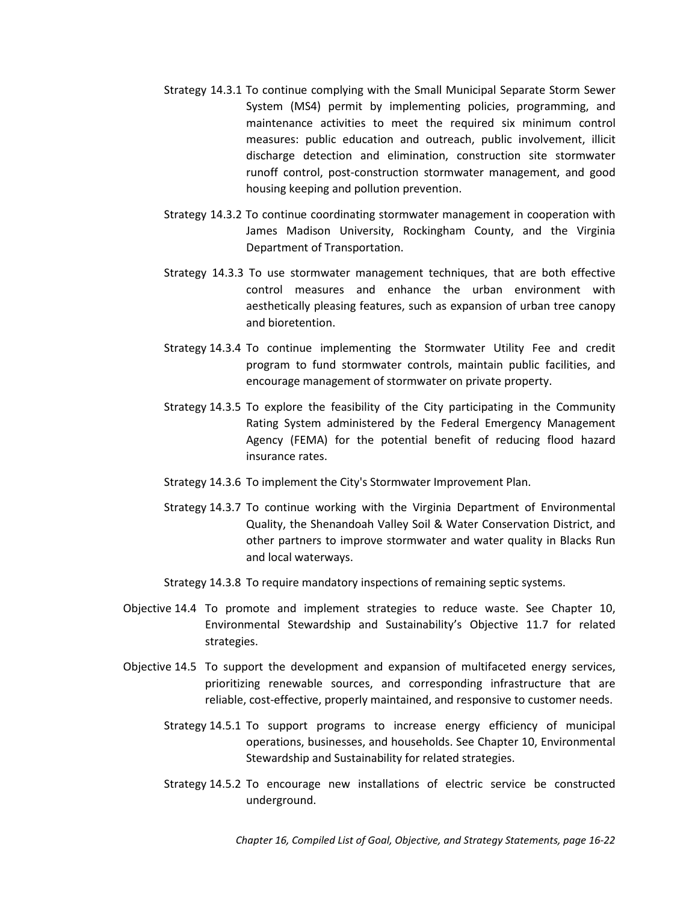Strategy 14.3.1 To continue complying with the Small Municipal Separate Storm Sewer System (MS4) permit by implementing policies, programming, and maintenance activities to meet the required six minimum control measures: public education and outreach, public involvement, illicit discharge detection and elimination, construction site stormwater runoff control, post-construction stormwater management, and good housing keeping and pollution prevention.

Strategy 14.3.2 To continue coordinating stormwater management in cooperation with James Madison University, Rockingham County, and the Virginia Department of Transportation.

Strategy 14.3.3 To use stormwater management techniques, that are both effective control measures and enhance the urban environment with aesthetically pleasing features, such as expansion of urban tree canopy and bioretention.

Strategy 14.3.4 To continue implementing the Stormwater Utility Fee and credit program to fund stormwater controls, maintain public facilities, and encourage management of stormwater on private property.

Strategy 14.3.5 To explore the feasibility of the City participating in the Community Rating System administered by the Federal Emergency Management Agency (FEMA) for the potential benefit of reducing flood hazard insurance rates.

Strategy 14.3.6 To implement the City's Stormwater Improvement Plan.

Strategy 14.3.7 To continue working with the Virginia Department of Environmental Quality, the Shenandoah Valley Soil & Water Conservation District, and other partners to improve stormwater and water quality in Blacks Run and local waterways.

Strategy 14.3.8 To require mandatory inspections of remaining septic systems.

Objective 14.4 To promote and implement strategies to reduce waste. See Chapter 10, Environmental Stewardship and Sustainability's Objective 11.7 for related strategies.

Objective 14.5 To support the development and expansion of multifaceted energy services, prioritizing renewable sources, and corresponding infrastructure that are reliable, cost-effective, properly maintained, and responsive to customer needs.

Strategy 14.5.1 To support programs to increase energy efficiency of municipal operations, businesses, and households. See Chapter 10, Environmental Stewardship and Sustainability for related strategies.

Strategy 14.5.2 To encourage new installations of electric service be constructed underground.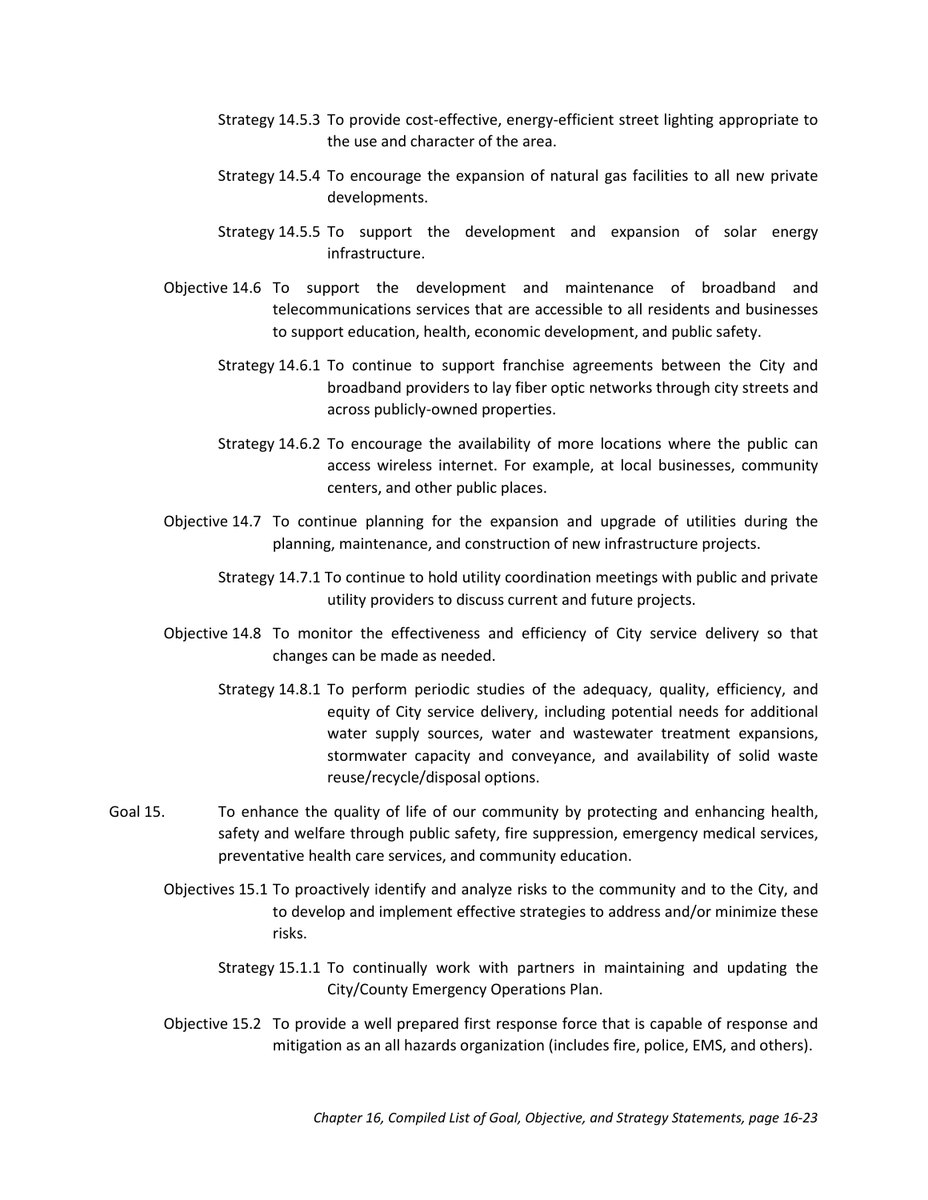Strategy 14.5.3 To provide cost-effective, energy-efficient street lighting appropriate to the use and character of the area.

Strategy 14.5.4 To encourage the expansion of natural gas facilities to all new private developments.

Strategy 14.5.5 To support the development and expansion of solar energy infrastructure.

Objective 14.6 To support the development and maintenance of broadband and telecommunications services that are accessible to all residents and businesses to support education, health, economic development, and public safety.

Strategy 14.6.1 To continue to support franchise agreements between the City and broadband providers to lay fiber optic networks through city streets and across publicly-owned properties.

Strategy 14.6.2 To encourage the availability of more locations where the public can access wireless internet. For example, at local businesses, community centers, and other public places.

Objective 14.7 To continue planning for the expansion and upgrade of utilities during the planning, maintenance, and construction of new infrastructure projects.

Strategy 14.7.1 To continue to hold utility coordination meetings with public and private utility providers to discuss current and future projects.

Objective 14.8 To monitor the effectiveness and efficiency of City service delivery so that changes can be made as needed.

Strategy 14.8.1 To perform periodic studies of the adequacy, quality, efficiency, and equity of City service delivery, including potential needs for additional water supply sources, water and wastewater treatment expansions, stormwater capacity and conveyance, and availability of solid waste reuse/recycle/disposal options.

Goal 15. To enhance the quality of life of our community by protecting and enhancing health, safety and welfare through public safety, fire suppression, emergency medical services, preventative health care services, and community education.

Objectives 15.1 To proactively identify and analyze risks to the community and to the City, and to develop and implement effective strategies to address and/or minimize these risks.

Strategy 15.1.1 To continually work with partners in maintaining and updating the City/County Emergency Operations Plan.

Objective 15.2 To provide a well prepared first response force that is capable of response and mitigation as an all hazards organization (includes fire, police, EMS, and others).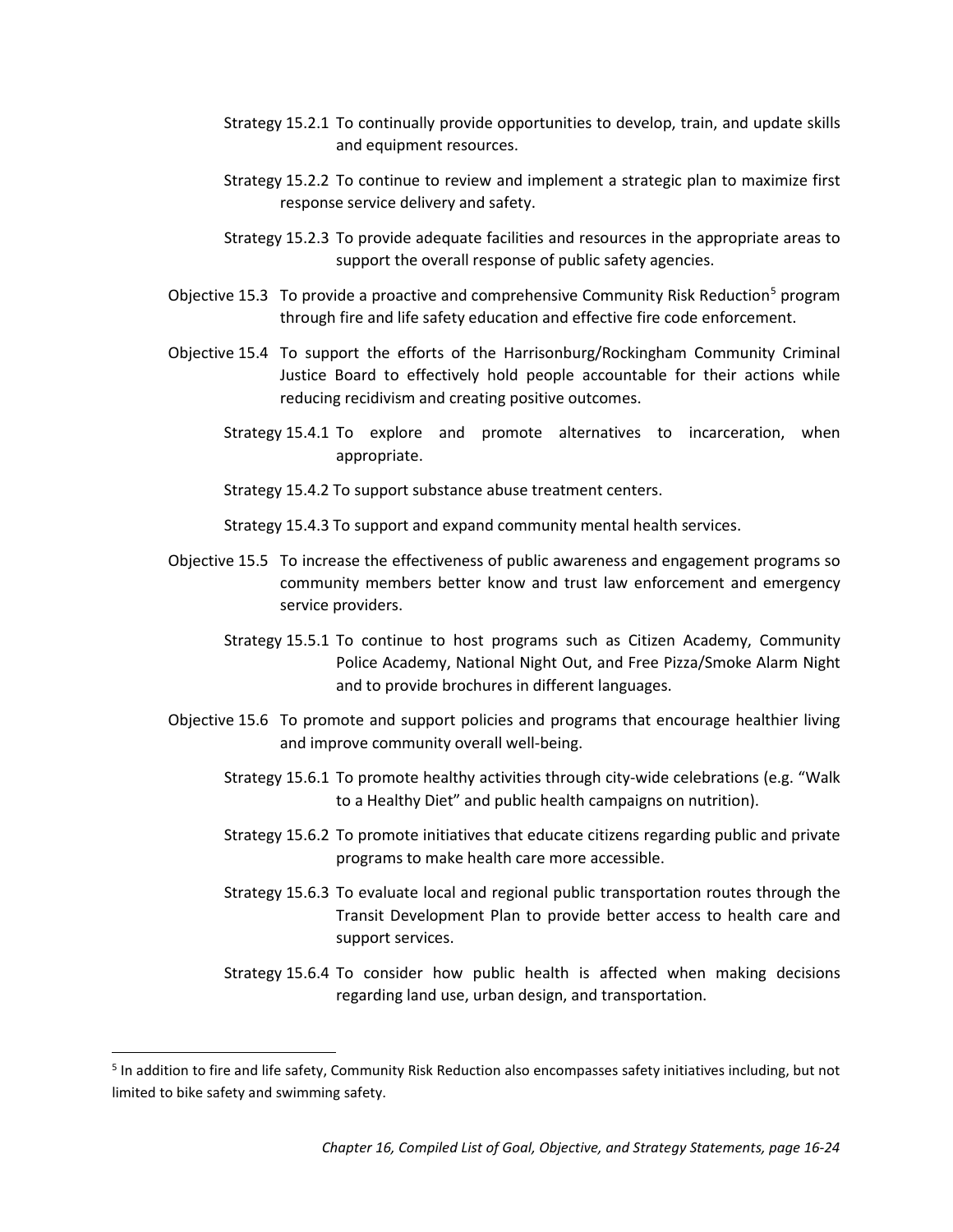Strategy 15.2.1 To continually provide opportunities to develop, train, and update skills and equipment resources.

Strategy 15.2.2 To continue to review and implement a strategic plan to maximize first response service delivery and safety.

Strategy 15.2.3 To provide adequate facilities and resources in the appropriate areas to support the overall response of public safety agencies.

Objective 15.3 To provide a proactive and comprehensive Community Risk Reduction[5] program through fire and life safety education and effective fire code enforcement.

Objective 15.4 To support the efforts of the Harrisonburg/Rockingham Community Criminal Justice Board to effectively hold people accountable for their actions while reducing recidivism and creating positive outcomes.

Strategy 15.4.1 To explore and promote alternatives to incarceration, when appropriate.

Strategy 15.4.2 To support substance abuse treatment centers.

Strategy 15.4.3 To support and expand community mental health services.

Objective 15.5 To increase the effectiveness of public awareness and engagement programs so community members better know and trust law enforcement and emergency service providers.

Strategy 15.5.1 To continue to host programs such as Citizen Academy, Community Police Academy, National Night Out, and Free Pizza/Smoke Alarm Night and to provide brochures in different languages.

Objective 15.6 To promote and support policies and programs that encourage healthier living and improve community overall well-being.

Strategy 15.6.1 To promote healthy activities through city-wide celebrations (e.g. "Walk to a Healthy Diet" and public health campaigns on nutrition).

Strategy 15.6.2 To promote initiatives that educate citizens regarding public and private programs to make health care more accessible.

Strategy 15.6.3 To evaluate local and regional public transportation routes through the Transit Development Plan to provide better access to health care and support services.

Strategy 15.6.4 To consider how public health is affected when making decisions regarding land use, urban design, and transportation.

---

[5] In addition to fire and life safety, Community Risk Reduction also encompasses safety initiatives including, but not limited to bike safety and swimming safety.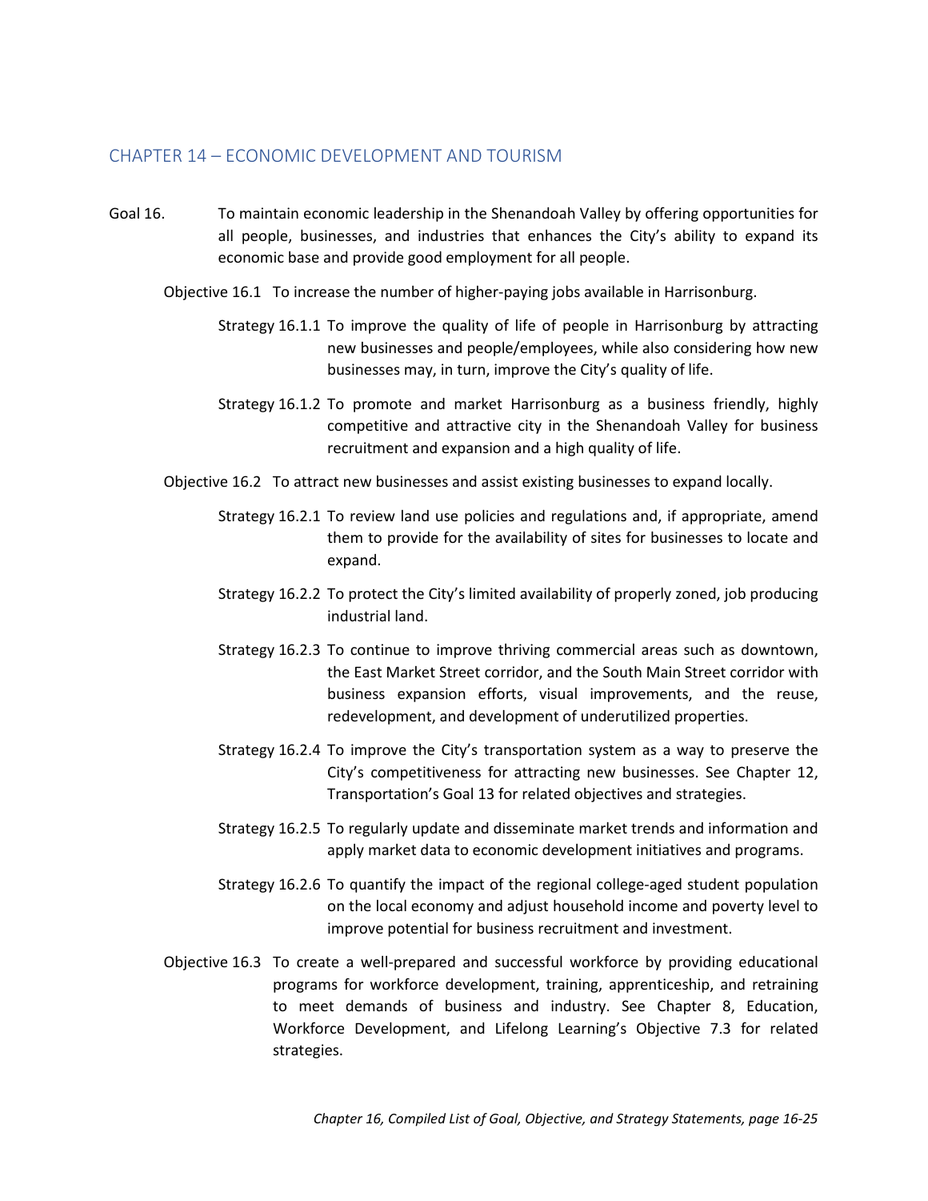## CHAPTER 14 – ECONOMIC DEVELOPMENT AND TOURISM

Goal 16. To maintain economic leadership in the Shenandoah Valley by offering opportunities for all people, businesses, and industries that enhances the City's ability to expand its economic base and provide good employment for all people.

Objective 16.1 To increase the number of higher-paying jobs available in Harrisonburg.

Strategy 16.1.1 To improve the quality of life of people in Harrisonburg by attracting new businesses and people/employees, while also considering how new businesses may, in turn, improve the City's quality of life.

Strategy 16.1.2 To promote and market Harrisonburg as a business friendly, highly competitive and attractive city in the Shenandoah Valley for business recruitment and expansion and a high quality of life.

Objective 16.2 To attract new businesses and assist existing businesses to expand locally.

Strategy 16.2.1 To review land use policies and regulations and, if appropriate, amend them to provide for the availability of sites for businesses to locate and expand.

Strategy 16.2.2 To protect the City's limited availability of properly zoned, job producing industrial land.

Strategy 16.2.3 To continue to improve thriving commercial areas such as downtown, the East Market Street corridor, and the South Main Street corridor with business expansion efforts, visual improvements, and the reuse, redevelopment, and development of underutilized properties.

Strategy 16.2.4 To improve the City's transportation system as a way to preserve the City's competitiveness for attracting new businesses. See Chapter 12, Transportation's Goal 13 for related objectives and strategies.

Strategy 16.2.5 To regularly update and disseminate market trends and information and apply market data to economic development initiatives and programs.

Strategy 16.2.6 To quantify the impact of the regional college-aged student population on the local economy and adjust household income and poverty level to improve potential for business recruitment and investment.

Objective 16.3 To create a well-prepared and successful workforce by providing educational programs for workforce development, training, apprenticeship, and retraining to meet demands of business and industry. See Chapter 8, Education, Workforce Development, and Lifelong Learning's Objective 7.3 for related strategies.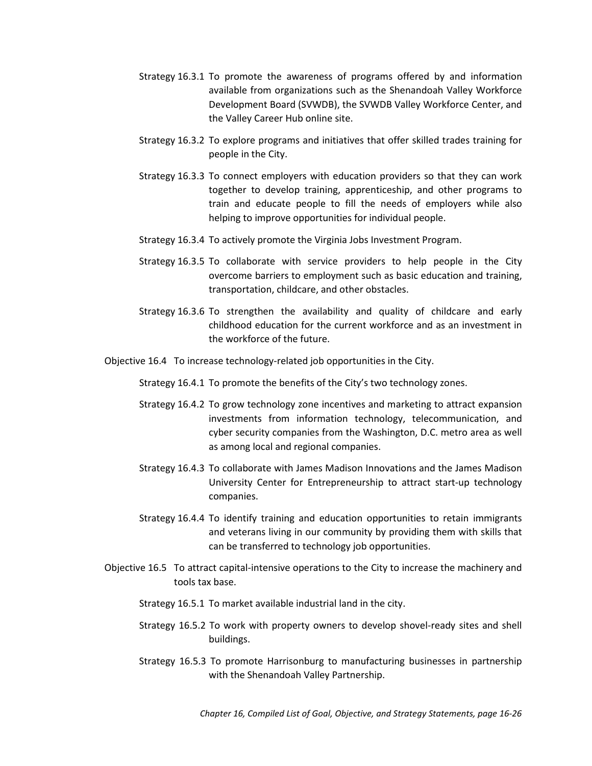Strategy 16.3.1 To promote the awareness of programs offered by and information available from organizations such as the Shenandoah Valley Workforce Development Board (SVWDB), the SVWDB Valley Workforce Center, and the Valley Career Hub online site.

Strategy 16.3.2 To explore programs and initiatives that offer skilled trades training for people in the City.

Strategy 16.3.3 To connect employers with education providers so that they can work together to develop training, apprenticeship, and other programs to train and educate people to fill the needs of employers while also helping to improve opportunities for individual people.

Strategy 16.3.4 To actively promote the Virginia Jobs Investment Program.

Strategy 16.3.5 To collaborate with service providers to help people in the City overcome barriers to employment such as basic education and training, transportation, childcare, and other obstacles.

Strategy 16.3.6 To strengthen the availability and quality of childcare and early childhood education for the current workforce and as an investment in the workforce of the future.

Objective 16.4 To increase technology-related job opportunities in the City.

Strategy 16.4.1 To promote the benefits of the City's two technology zones.

Strategy 16.4.2 To grow technology zone incentives and marketing to attract expansion investments from information technology, telecommunication, and cyber security companies from the Washington, D.C. metro area as well as among local and regional companies.

Strategy 16.4.3 To collaborate with James Madison Innovations and the James Madison University Center for Entrepreneurship to attract start-up technology companies.

Strategy 16.4.4 To identify training and education opportunities to retain immigrants and veterans living in our community by providing them with skills that can be transferred to technology job opportunities.

Objective 16.5 To attract capital-intensive operations to the City to increase the machinery and tools tax base.

Strategy 16.5.1 To market available industrial land in the city.

Strategy 16.5.2 To work with property owners to develop shovel-ready sites and shell buildings.

Strategy 16.5.3 To promote Harrisonburg to manufacturing businesses in partnership with the Shenandoah Valley Partnership.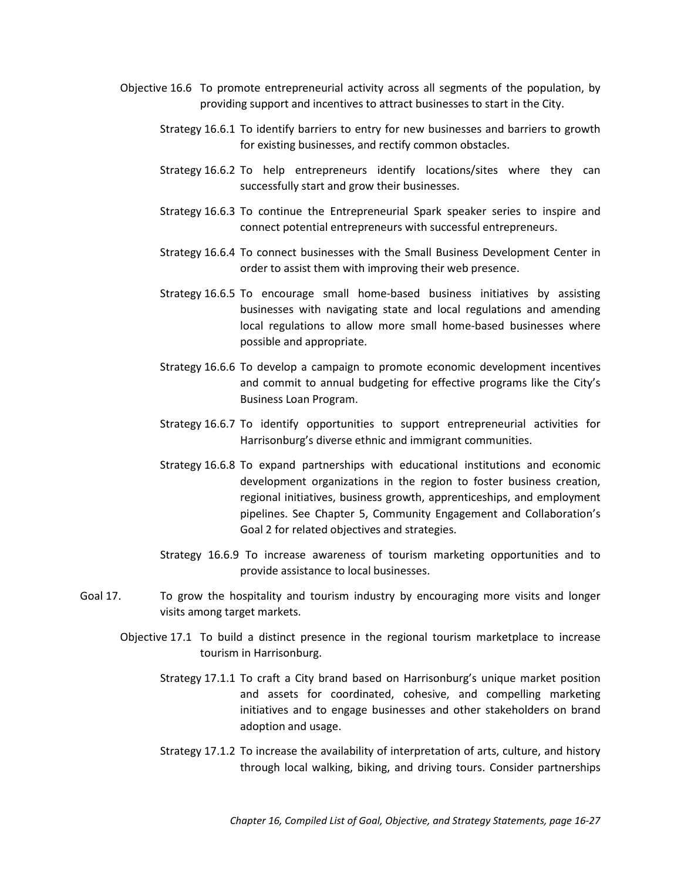Objective 16.6 To promote entrepreneurial activity across all segments of the population, by providing support and incentives to attract businesses to start in the City.

Strategy 16.6.1 To identify barriers to entry for new businesses and barriers to growth for existing businesses, and rectify common obstacles.

Strategy 16.6.2 To help entrepreneurs identify locations/sites where they can successfully start and grow their businesses.

Strategy 16.6.3 To continue the Entrepreneurial Spark speaker series to inspire and connect potential entrepreneurs with successful entrepreneurs.

Strategy 16.6.4 To connect businesses with the Small Business Development Center in order to assist them with improving their web presence.

Strategy 16.6.5 To encourage small home-based business initiatives by assisting businesses with navigating state and local regulations and amending local regulations to allow more small home-based businesses where possible and appropriate.

Strategy 16.6.6 To develop a campaign to promote economic development incentives and commit to annual budgeting for effective programs like the City's Business Loan Program.

Strategy 16.6.7 To identify opportunities to support entrepreneurial activities for Harrisonburg's diverse ethnic and immigrant communities.

Strategy 16.6.8 To expand partnerships with educational institutions and economic development organizations in the region to foster business creation, regional initiatives, business growth, apprenticeships, and employment pipelines. See Chapter 5, Community Engagement and Collaboration's Goal 2 for related objectives and strategies.

Strategy 16.6.9 To increase awareness of tourism marketing opportunities and to provide assistance to local businesses.

Goal 17. To grow the hospitality and tourism industry by encouraging more visits and longer visits among target markets.

Objective 17.1 To build a distinct presence in the regional tourism marketplace to increase tourism in Harrisonburg.

Strategy 17.1.1 To craft a City brand based on Harrisonburg's unique market position and assets for coordinated, cohesive, and compelling marketing initiatives and to engage businesses and other stakeholders on brand adoption and usage.

Strategy 17.1.2 To increase the availability of interpretation of arts, culture, and history through local walking, biking, and driving tours. Consider partnerships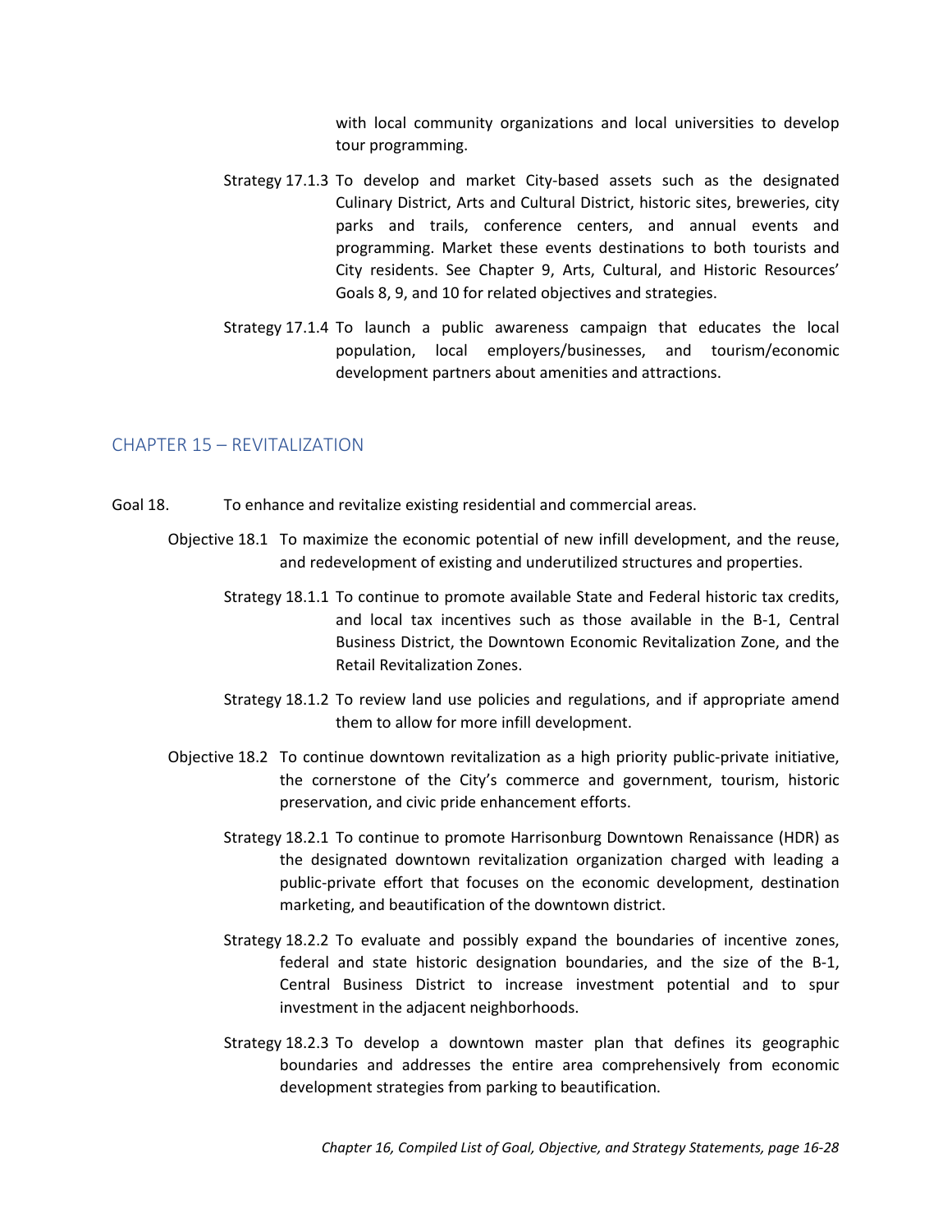with local community organizations and local universities to develop tour programming.

Strategy 17.1.3 To develop and market City-based assets such as the designated Culinary District, Arts and Cultural District, historic sites, breweries, city parks and trails, conference centers, and annual events and programming. Market these events destinations to both tourists and City residents. See Chapter 9, Arts, Cultural, and Historic Resources' Goals 8, 9, and 10 for related objectives and strategies.

Strategy 17.1.4 To launch a public awareness campaign that educates the local population, local employers/businesses, and tourism/economic development partners about amenities and attractions.

## CHAPTER 15 – REVITALIZATION

Goal 18. To enhance and revitalize existing residential and commercial areas.

Objective 18.1 To maximize the economic potential of new infill development, and the reuse, and redevelopment of existing and underutilized structures and properties.

Strategy 18.1.1 To continue to promote available State and Federal historic tax credits, and local tax incentives such as those available in the B-1, Central Business District, the Downtown Economic Revitalization Zone, and the Retail Revitalization Zones.

Strategy 18.1.2 To review land use policies and regulations, and if appropriate amend them to allow for more infill development.

Objective 18.2 To continue downtown revitalization as a high priority public-private initiative, the cornerstone of the City's commerce and government, tourism, historic preservation, and civic pride enhancement efforts.

Strategy 18.2.1 To continue to promote Harrisonburg Downtown Renaissance (HDR) as the designated downtown revitalization organization charged with leading a public-private effort that focuses on the economic development, destination marketing, and beautification of the downtown district.

Strategy 18.2.2 To evaluate and possibly expand the boundaries of incentive zones, federal and state historic designation boundaries, and the size of the B-1, Central Business District to increase investment potential and to spur investment in the adjacent neighborhoods.

Strategy 18.2.3 To develop a downtown master plan that defines its geographic boundaries and addresses the entire area comprehensively from economic development strategies from parking to beautification.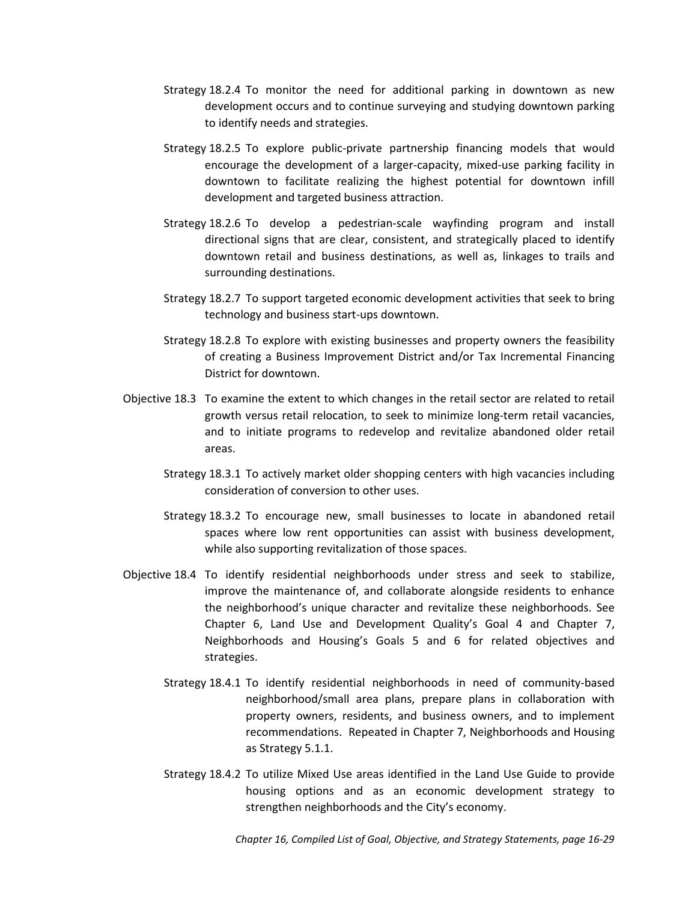Strategy 18.2.4 To monitor the need for additional parking in downtown as new development occurs and to continue surveying and studying downtown parking to identify needs and strategies.

Strategy 18.2.5 To explore public-private partnership financing models that would encourage the development of a larger-capacity, mixed-use parking facility in downtown to facilitate realizing the highest potential for downtown infill development and targeted business attraction.

Strategy 18.2.6 To develop a pedestrian-scale wayfinding program and install directional signs that are clear, consistent, and strategically placed to identify downtown retail and business destinations, as well as, linkages to trails and surrounding destinations.

Strategy 18.2.7 To support targeted economic development activities that seek to bring technology and business start-ups downtown.

Strategy 18.2.8 To explore with existing businesses and property owners the feasibility of creating a Business Improvement District and/or Tax Incremental Financing District for downtown.

Objective 18.3 To examine the extent to which changes in the retail sector are related to retail growth versus retail relocation, to seek to minimize long-term retail vacancies, and to initiate programs to redevelop and revitalize abandoned older retail areas.

Strategy 18.3.1 To actively market older shopping centers with high vacancies including consideration of conversion to other uses.

Strategy 18.3.2 To encourage new, small businesses to locate in abandoned retail spaces where low rent opportunities can assist with business development, while also supporting revitalization of those spaces.

Objective 18.4 To identify residential neighborhoods under stress and seek to stabilize, improve the maintenance of, and collaborate alongside residents to enhance the neighborhood's unique character and revitalize these neighborhoods. See Chapter 6, Land Use and Development Quality's Goal 4 and Chapter 7, Neighborhoods and Housing's Goals 5 and 6 for related objectives and strategies.

Strategy 18.4.1 To identify residential neighborhoods in need of community-based neighborhood/small area plans, prepare plans in collaboration with property owners, residents, and business owners, and to implement recommendations. Repeated in Chapter 7, Neighborhoods and Housing as Strategy 5.1.1.

Strategy 18.4.2 To utilize Mixed Use areas identified in the Land Use Guide to provide housing options and as an economic development strategy to strengthen neighborhoods and the City's economy.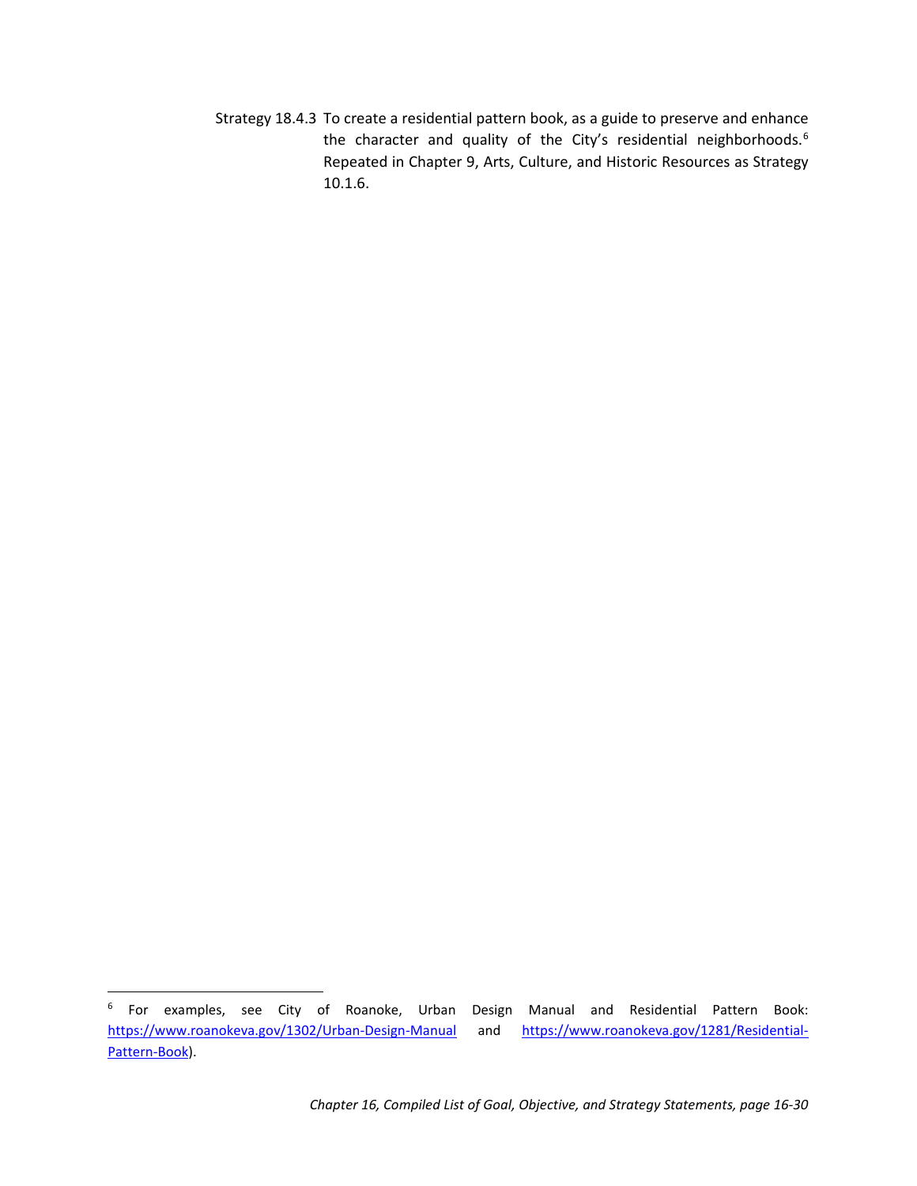Strategy 18.4.3 To create a residential pattern book, as a guide to preserve and enhance the character and quality of the City's residential neighborhoods.[6] Repeated in Chapter 9, Arts, Culture, and Historic Resources as Strategy 10.1.6.

---

[6] For examples, see City of Roanoke, Urban Design Manual and Residential Pattern Book: https://www.roanokeva.gov/1302/Urban-Design-Manual and https://www.roanokeva.gov/1281/Residential-Pattern-Book).